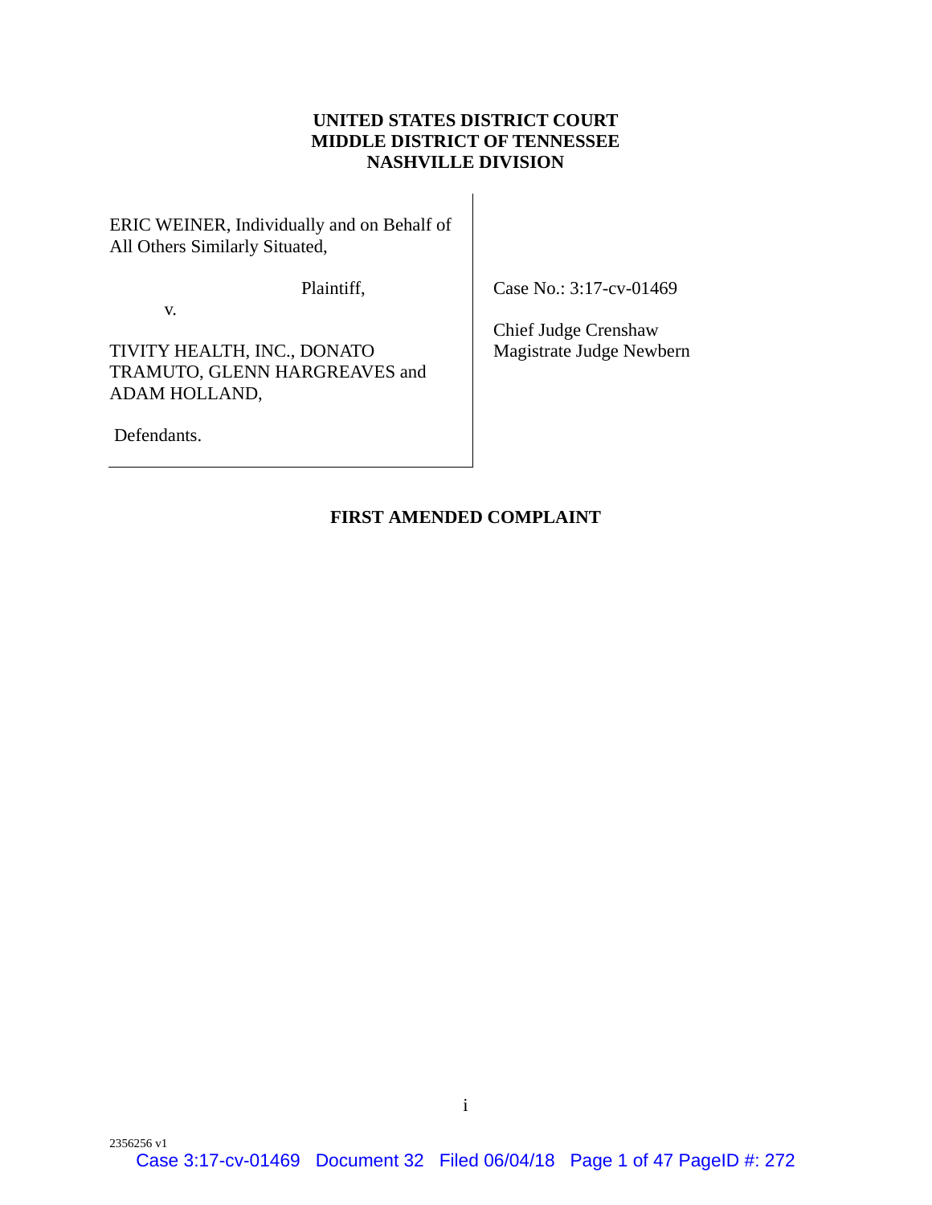**UNITED STATES DISTRICT COURT**
**MIDDLE DISTRICT OF TENNESSEE**
**NASHVILLE DIVISION**

ERIC WEINER, Individually and on Behalf of All Others Similarly Situated,

Plaintiff,

v.

TIVITY HEALTH, INC., DONATO TRAMUTO, GLENN HARGREAVES and ADAM HOLLAND,

Defendants.

Case No.: 3:17-cv-01469

Chief Judge Crenshaw
Magistrate Judge Newbern

**FIRST AMENDED COMPLAINT**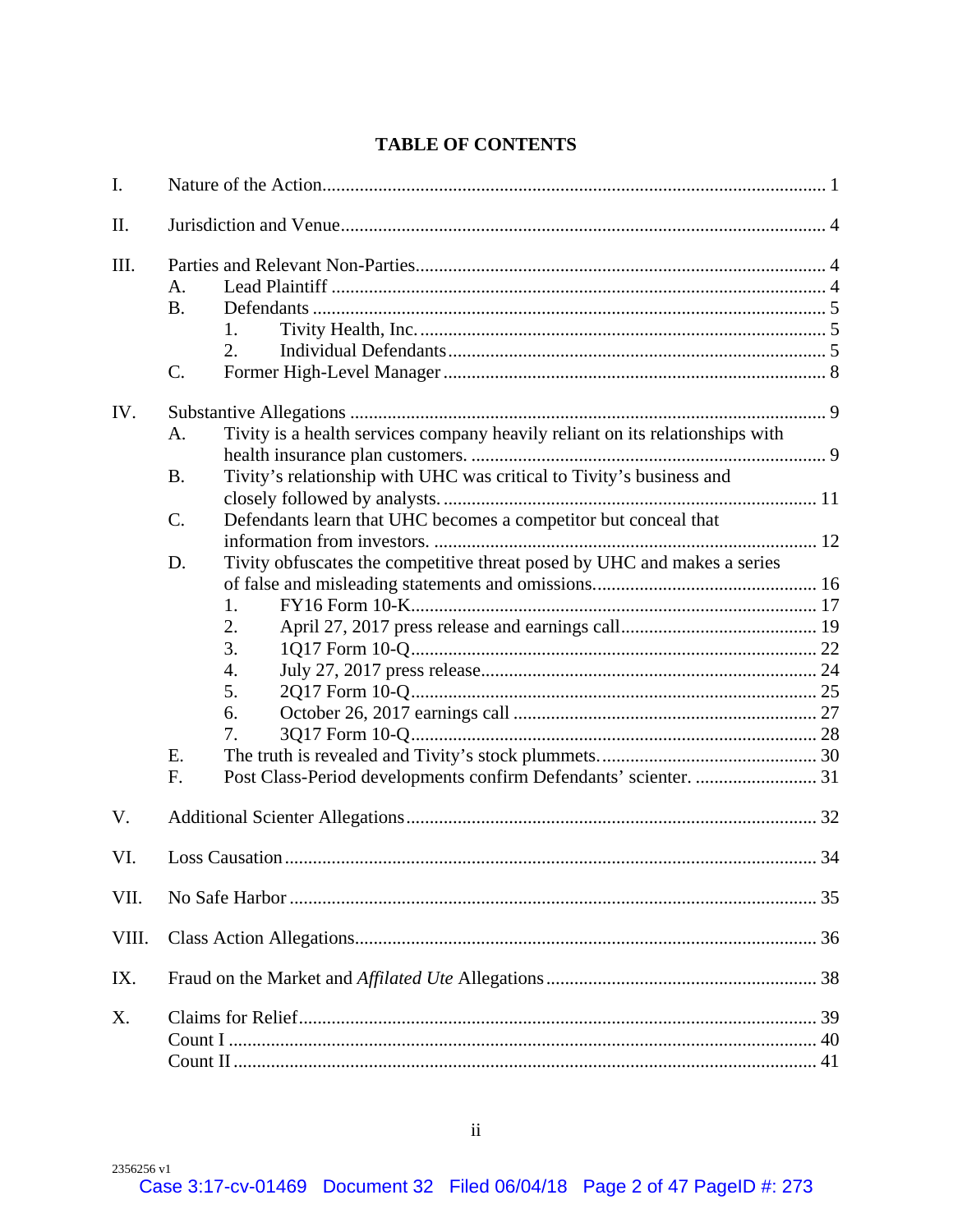# TABLE OF CONTENTS

I. Nature of the Action ........................................................................................................ 1

II. Jurisdiction and Venue ..................................................................................................... 4

III. Parties and Relevant Non-Parties ..................................................................................... 4
   - A. Lead Plaintiff ........................................................................................................... 4
   - B. Defendants .............................................................................................................. 5
     - 1. Tivity Health, Inc. .............................................................................................. 5
     - 2. Individual Defendants ........................................................................................ 5
   - C. Former High-Level Manager ................................................................................... 8

IV. Substantive Allegations .................................................................................................... 9
   - A. Tivity is a health services company heavily reliant on its relationships with health insurance plan customers. ........................................................................... 9
   - B. Tivity's relationship with UHC was critical to Tivity's business and closely followed by analysts. ......................................................................................... 11
   - C. Defendants learn that UHC becomes a competitor but conceal that information from investors. ............................................................................................. 12
   - D. Tivity obfuscates the competitive threat posed by UHC and makes a series of false and misleading statements and omissions. ............................................... 16
     - 1. FY16 Form 10-K ............................................................................................... 17
     - 2. April 27, 2017 press release and earnings call .................................................. 19
     - 3. 1Q17 Form 10-Q ................................................................................................ 22
     - 4. July 27, 2017 press release ................................................................................. 24
     - 5. 2Q17 Form 10-Q ................................................................................................ 25
     - 6. October 26, 2017 earnings call .......................................................................... 27
     - 7. 3Q17 Form 10-Q ................................................................................................ 28
   - E. The truth is revealed and Tivity's stock plummets. .............................................. 30
   - F. Post Class-Period developments confirm Defendants' scienter. .......................... 31

V. Additional Scienter Allegations ....................................................................................... 32

VI. Loss Causation .................................................................................................................. 34

VII. No Safe Harbor ................................................................................................................. 35

VIII. Class Action Allegations ................................................................................................... 36

IX. Fraud on the Market and *Affilated Ute* Allegations ........................................................ 38

X. Claims for Relief ................................................................................................................ 39
   - Count I .............................................................................................................................. 40
   - Count II ............................................................................................................................. 41

2356256 v1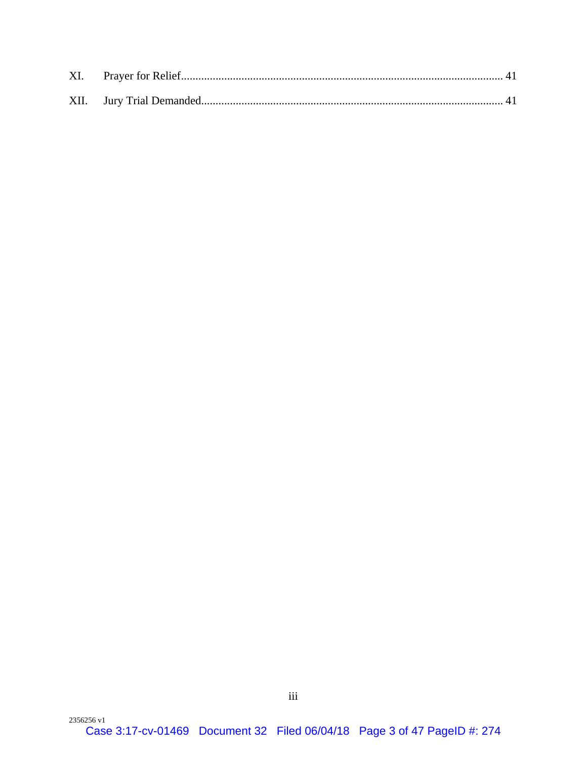| | | |
|---|---|---|
| XI. | Prayer for Relief | 41 |
| XII. | Jury Trial Demanded | 41 |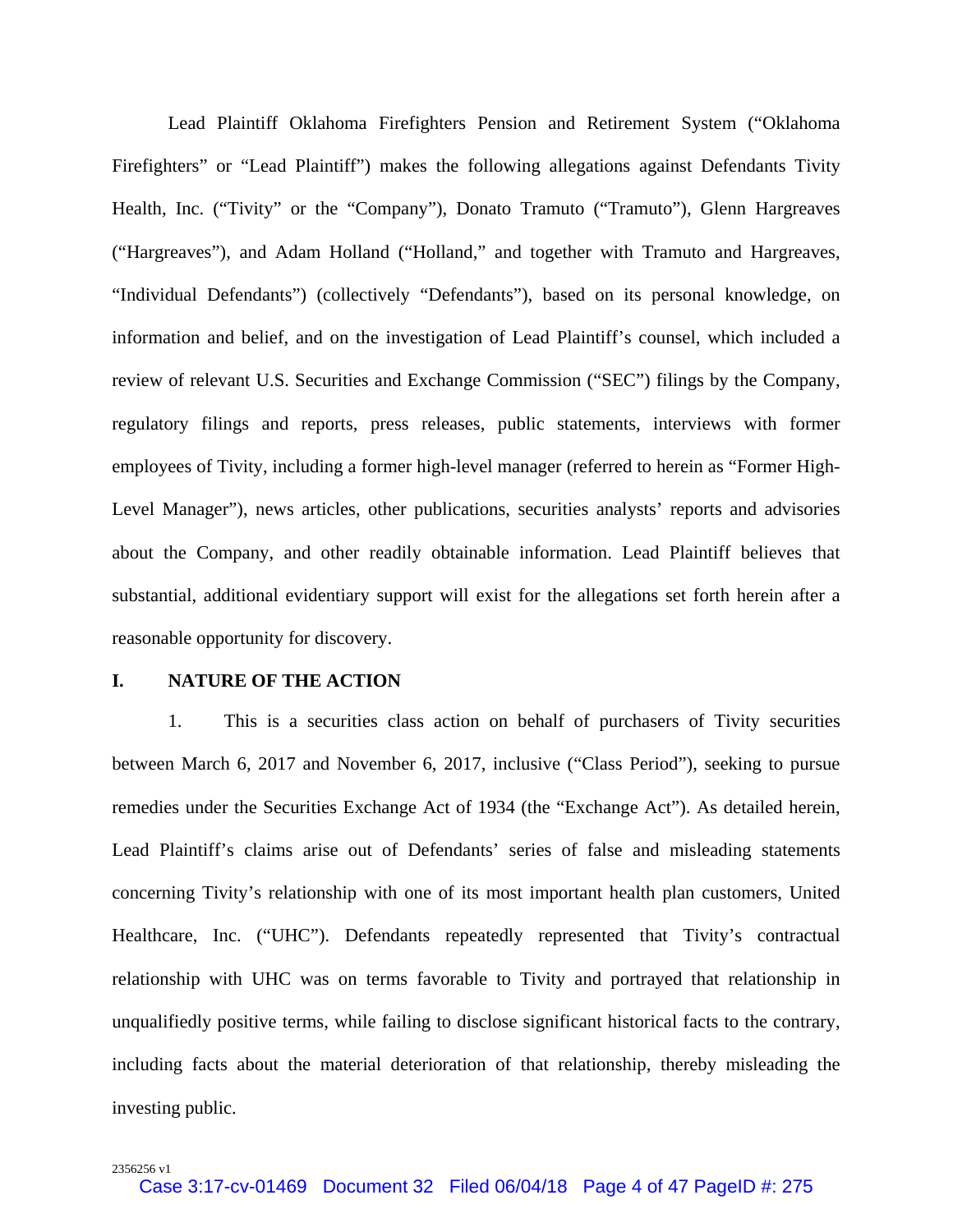Lead Plaintiff Oklahoma Firefighters Pension and Retirement System ("Oklahoma Firefighters" or "Lead Plaintiff") makes the following allegations against Defendants Tivity Health, Inc. ("Tivity" or the "Company"), Donato Tramuto ("Tramuto"), Glenn Hargreaves ("Hargreaves"), and Adam Holland ("Holland," and together with Tramuto and Hargreaves, "Individual Defendants") (collectively "Defendants"), based on its personal knowledge, on information and belief, and on the investigation of Lead Plaintiff's counsel, which included a review of relevant U.S. Securities and Exchange Commission ("SEC") filings by the Company, regulatory filings and reports, press releases, public statements, interviews with former employees of Tivity, including a former high-level manager (referred to herein as "Former High-Level Manager"), news articles, other publications, securities analysts' reports and advisories about the Company, and other readily obtainable information. Lead Plaintiff believes that substantial, additional evidentiary support will exist for the allegations set forth herein after a reasonable opportunity for discovery.

## I. NATURE OF THE ACTION

1. This is a securities class action on behalf of purchasers of Tivity securities between March 6, 2017 and November 6, 2017, inclusive ("Class Period"), seeking to pursue remedies under the Securities Exchange Act of 1934 (the "Exchange Act"). As detailed herein, Lead Plaintiff's claims arise out of Defendants' series of false and misleading statements concerning Tivity's relationship with one of its most important health plan customers, United Healthcare, Inc. ("UHC"). Defendants repeatedly represented that Tivity's contractual relationship with UHC was on terms favorable to Tivity and portrayed that relationship in unqualifiedly positive terms, while failing to disclose significant historical facts to the contrary, including facts about the material deterioration of that relationship, thereby misleading the investing public.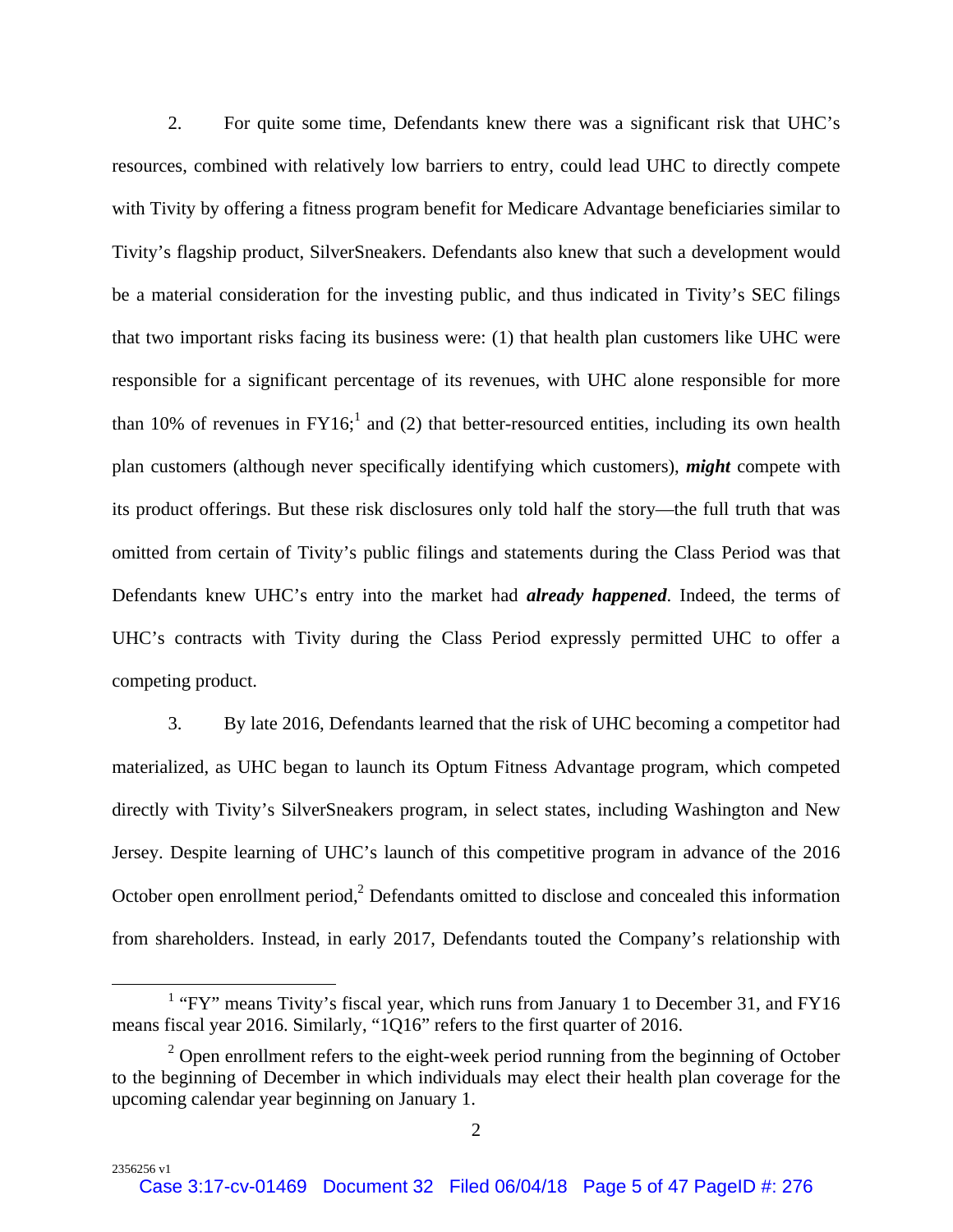2. For quite some time, Defendants knew there was a significant risk that UHC's resources, combined with relatively low barriers to entry, could lead UHC to directly compete with Tivity by offering a fitness program benefit for Medicare Advantage beneficiaries similar to Tivity's flagship product, SilverSneakers. Defendants also knew that such a development would be a material consideration for the investing public, and thus indicated in Tivity's SEC filings that two important risks facing its business were: (1) that health plan customers like UHC were responsible for a significant percentage of its revenues, with UHC alone responsible for more than 10% of revenues in FY16;[1] and (2) that better-resourced entities, including its own health plan customers (although never specifically identifying which customers), ***might*** compete with its product offerings. But these risk disclosures only told half the story—the full truth that was omitted from certain of Tivity's public filings and statements during the Class Period was that Defendants knew UHC's entry into the market had ***already happened***. Indeed, the terms of UHC's contracts with Tivity during the Class Period expressly permitted UHC to offer a competing product.

3. By late 2016, Defendants learned that the risk of UHC becoming a competitor had materialized, as UHC began to launch its Optum Fitness Advantage program, which competed directly with Tivity's SilverSneakers program, in select states, including Washington and New Jersey. Despite learning of UHC's launch of this competitive program in advance of the 2016 October open enrollment period,[2] Defendants omitted to disclose and concealed this information from shareholders. Instead, in early 2017, Defendants touted the Company's relationship with

---

[1] "FY" means Tivity's fiscal year, which runs from January 1 to December 31, and FY16 means fiscal year 2016. Similarly, "1Q16" refers to the first quarter of 2016.

[2] Open enrollment refers to the eight-week period running from the beginning of October to the beginning of December in which individuals may elect their health plan coverage for the upcoming calendar year beginning on January 1.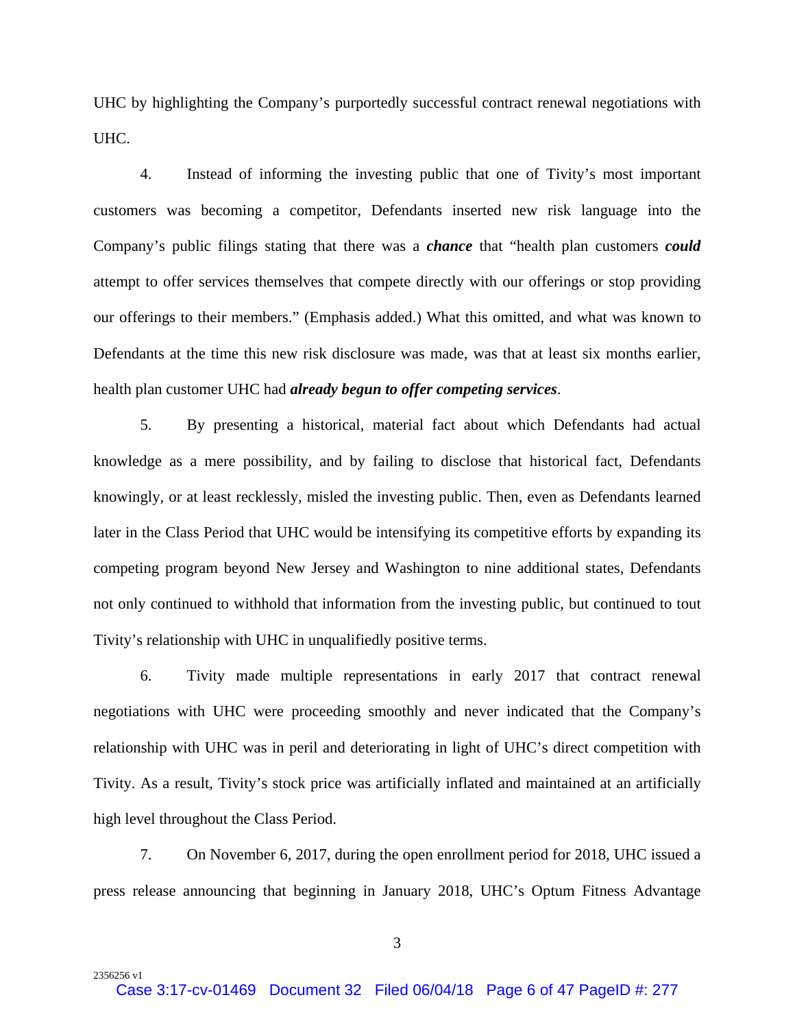UHC by highlighting the Company's purportedly successful contract renewal negotiations with UHC.

4. Instead of informing the investing public that one of Tivity's most important customers was becoming a competitor, Defendants inserted new risk language into the Company's public filings stating that there was a ***chance*** that "health plan customers ***could*** attempt to offer services themselves that compete directly with our offerings or stop providing our offerings to their members." (Emphasis added.) What this omitted, and what was known to Defendants at the time this new risk disclosure was made, was that at least six months earlier, health plan customer UHC had ***already begun to offer competing services***.

5. By presenting a historical, material fact about which Defendants had actual knowledge as a mere possibility, and by failing to disclose that historical fact, Defendants knowingly, or at least recklessly, misled the investing public. Then, even as Defendants learned later in the Class Period that UHC would be intensifying its competitive efforts by expanding its competing program beyond New Jersey and Washington to nine additional states, Defendants not only continued to withhold that information from the investing public, but continued to tout Tivity's relationship with UHC in unqualifiedly positive terms.

6. Tivity made multiple representations in early 2017 that contract renewal negotiations with UHC were proceeding smoothly and never indicated that the Company's relationship with UHC was in peril and deteriorating in light of UHC's direct competition with Tivity. As a result, Tivity's stock price was artificially inflated and maintained at an artificially high level throughout the Class Period.

7. On November 6, 2017, during the open enrollment period for 2018, UHC issued a press release announcing that beginning in January 2018, UHC's Optum Fitness Advantage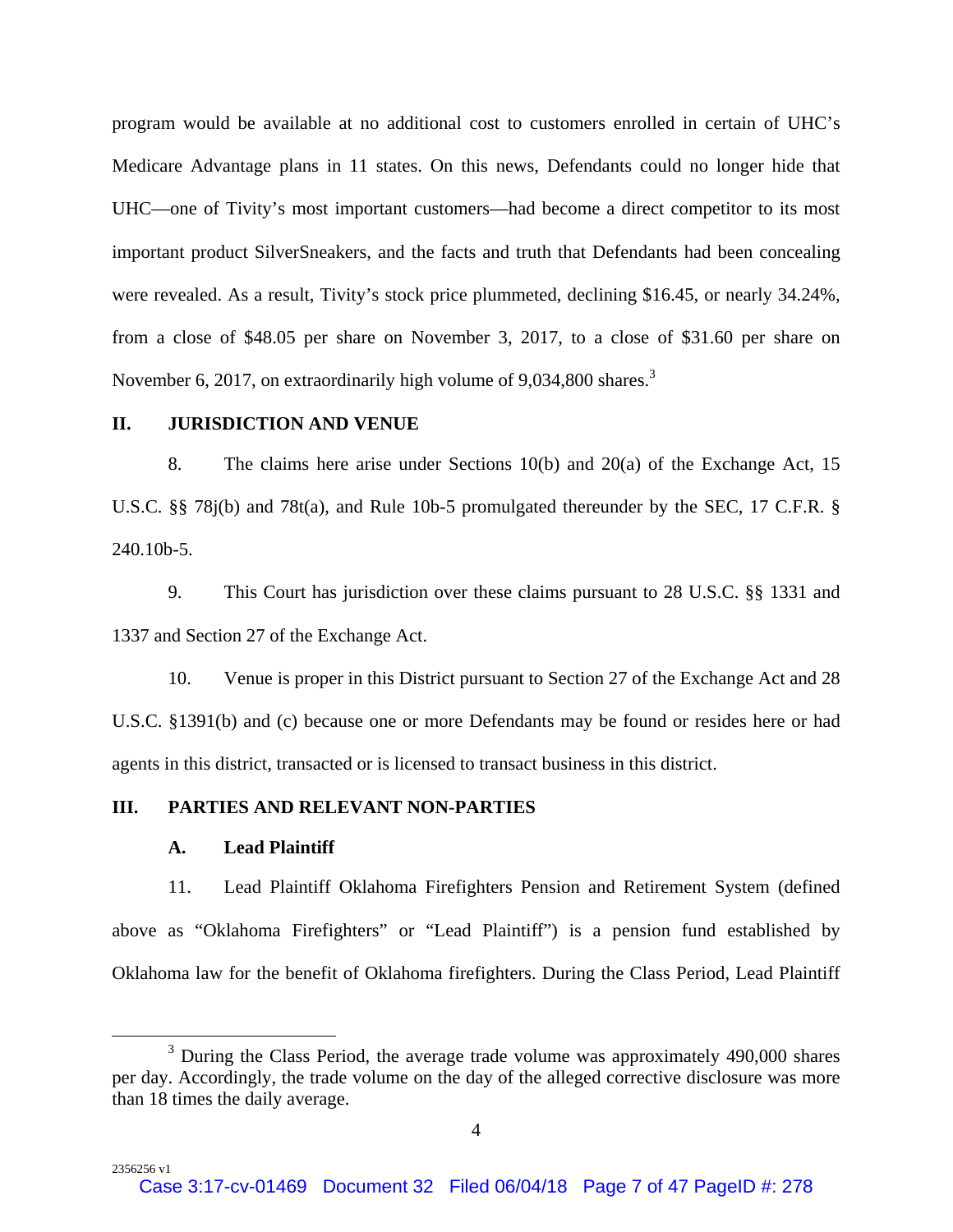program would be available at no additional cost to customers enrolled in certain of UHC's Medicare Advantage plans in 11 states. On this news, Defendants could no longer hide that UHC—one of Tivity's most important customers—had become a direct competitor to its most important product SilverSneakers, and the facts and truth that Defendants had been concealing were revealed. As a result, Tivity's stock price plummeted, declining $16.45, or nearly 34.24%, from a close of $48.05 per share on November 3, 2017, to a close of $31.60 per share on November 6, 2017, on extraordinarily high volume of 9,034,800 shares.[3]

## II. JURISDICTION AND VENUE

8. The claims here arise under Sections 10(b) and 20(a) of the Exchange Act, 15 U.S.C. §§ 78j(b) and 78t(a), and Rule 10b-5 promulgated thereunder by the SEC, 17 C.F.R. § 240.10b-5.

9. This Court has jurisdiction over these claims pursuant to 28 U.S.C. §§ 1331 and 1337 and Section 27 of the Exchange Act.

10. Venue is proper in this District pursuant to Section 27 of the Exchange Act and 28 U.S.C. §1391(b) and (c) because one or more Defendants may be found or resides here or had agents in this district, transacted or is licensed to transact business in this district.

## III. PARTIES AND RELEVANT NON-PARTIES

### A. Lead Plaintiff

11. Lead Plaintiff Oklahoma Firefighters Pension and Retirement System (defined above as "Oklahoma Firefighters" or "Lead Plaintiff") is a pension fund established by Oklahoma law for the benefit of Oklahoma firefighters. During the Class Period, Lead Plaintiff

---

[3] During the Class Period, the average trade volume was approximately 490,000 shares per day. Accordingly, the trade volume on the day of the alleged corrective disclosure was more than 18 times the daily average.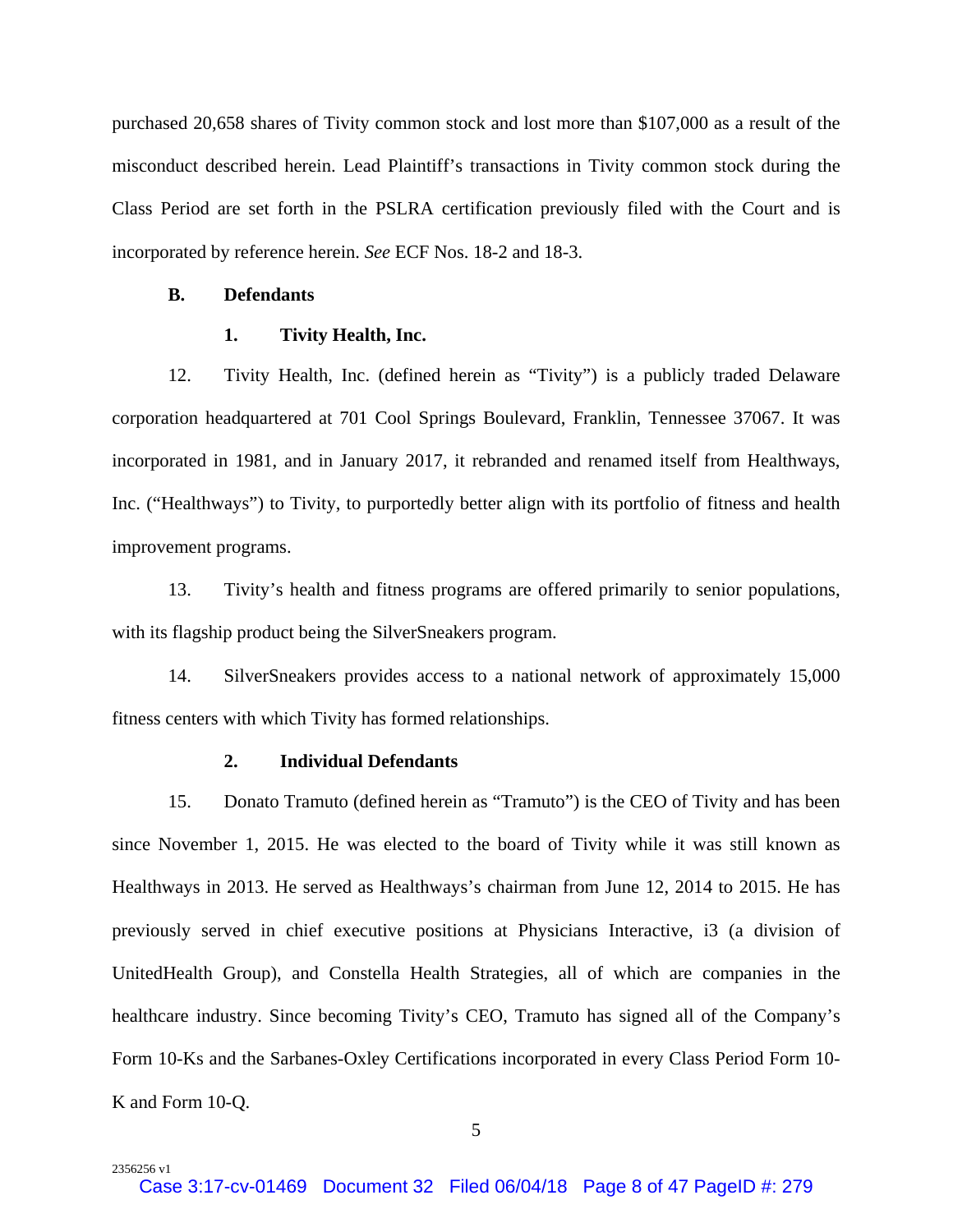purchased 20,658 shares of Tivity common stock and lost more than $107,000 as a result of the misconduct described herein. Lead Plaintiff's transactions in Tivity common stock during the Class Period are set forth in the PSLRA certification previously filed with the Court and is incorporated by reference herein. *See* ECF Nos. 18-2 and 18-3.

### B. Defendants

#### 1. Tivity Health, Inc.

12. Tivity Health, Inc. (defined herein as "Tivity") is a publicly traded Delaware corporation headquartered at 701 Cool Springs Boulevard, Franklin, Tennessee 37067. It was incorporated in 1981, and in January 2017, it rebranded and renamed itself from Healthways, Inc. ("Healthways") to Tivity, to purportedly better align with its portfolio of fitness and health improvement programs.

13. Tivity's health and fitness programs are offered primarily to senior populations, with its flagship product being the SilverSneakers program.

14. SilverSneakers provides access to a national network of approximately 15,000 fitness centers with which Tivity has formed relationships.

#### 2. Individual Defendants

15. Donato Tramuto (defined herein as "Tramuto") is the CEO of Tivity and has been since November 1, 2015. He was elected to the board of Tivity while it was still known as Healthways in 2013. He served as Healthways's chairman from June 12, 2014 to 2015. He has previously served in chief executive positions at Physicians Interactive, i3 (a division of UnitedHealth Group), and Constella Health Strategies, all of which are companies in the healthcare industry. Since becoming Tivity's CEO, Tramuto has signed all of the Company's Form 10-Ks and the Sarbanes-Oxley Certifications incorporated in every Class Period Form 10-K and Form 10-Q.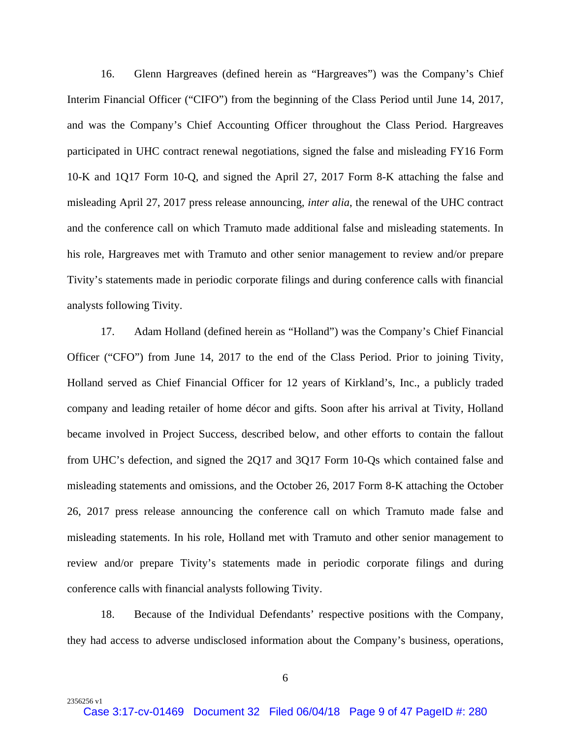16. Glenn Hargreaves (defined herein as "Hargreaves") was the Company's Chief Interim Financial Officer ("CIFO") from the beginning of the Class Period until June 14, 2017, and was the Company's Chief Accounting Officer throughout the Class Period. Hargreaves participated in UHC contract renewal negotiations, signed the false and misleading FY16 Form 10-K and 1Q17 Form 10-Q, and signed the April 27, 2017 Form 8-K attaching the false and misleading April 27, 2017 press release announcing, *inter alia*, the renewal of the UHC contract and the conference call on which Tramuto made additional false and misleading statements. In his role, Hargreaves met with Tramuto and other senior management to review and/or prepare Tivity's statements made in periodic corporate filings and during conference calls with financial analysts following Tivity.

17. Adam Holland (defined herein as "Holland") was the Company's Chief Financial Officer ("CFO") from June 14, 2017 to the end of the Class Period. Prior to joining Tivity, Holland served as Chief Financial Officer for 12 years of Kirkland's, Inc., a publicly traded company and leading retailer of home décor and gifts. Soon after his arrival at Tivity, Holland became involved in Project Success, described below, and other efforts to contain the fallout from UHC's defection, and signed the 2Q17 and 3Q17 Form 10-Qs which contained false and misleading statements and omissions, and the October 26, 2017 Form 8-K attaching the October 26, 2017 press release announcing the conference call on which Tramuto made false and misleading statements. In his role, Holland met with Tramuto and other senior management to review and/or prepare Tivity's statements made in periodic corporate filings and during conference calls with financial analysts following Tivity.

18. Because of the Individual Defendants' respective positions with the Company, they had access to adverse undisclosed information about the Company's business, operations,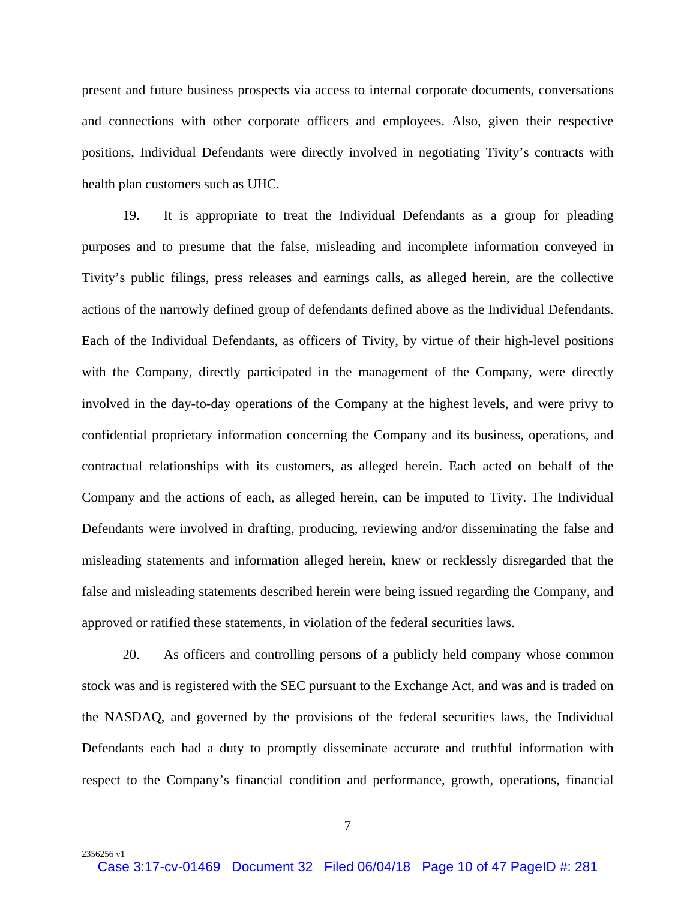present and future business prospects via access to internal corporate documents, conversations and connections with other corporate officers and employees. Also, given their respective positions, Individual Defendants were directly involved in negotiating Tivity's contracts with health plan customers such as UHC.

19. It is appropriate to treat the Individual Defendants as a group for pleading purposes and to presume that the false, misleading and incomplete information conveyed in Tivity's public filings, press releases and earnings calls, as alleged herein, are the collective actions of the narrowly defined group of defendants defined above as the Individual Defendants. Each of the Individual Defendants, as officers of Tivity, by virtue of their high-level positions with the Company, directly participated in the management of the Company, were directly involved in the day-to-day operations of the Company at the highest levels, and were privy to confidential proprietary information concerning the Company and its business, operations, and contractual relationships with its customers, as alleged herein. Each acted on behalf of the Company and the actions of each, as alleged herein, can be imputed to Tivity. The Individual Defendants were involved in drafting, producing, reviewing and/or disseminating the false and misleading statements and information alleged herein, knew or recklessly disregarded that the false and misleading statements described herein were being issued regarding the Company, and approved or ratified these statements, in violation of the federal securities laws.

20. As officers and controlling persons of a publicly held company whose common stock was and is registered with the SEC pursuant to the Exchange Act, and was and is traded on the NASDAQ, and governed by the provisions of the federal securities laws, the Individual Defendants each had a duty to promptly disseminate accurate and truthful information with respect to the Company's financial condition and performance, growth, operations, financial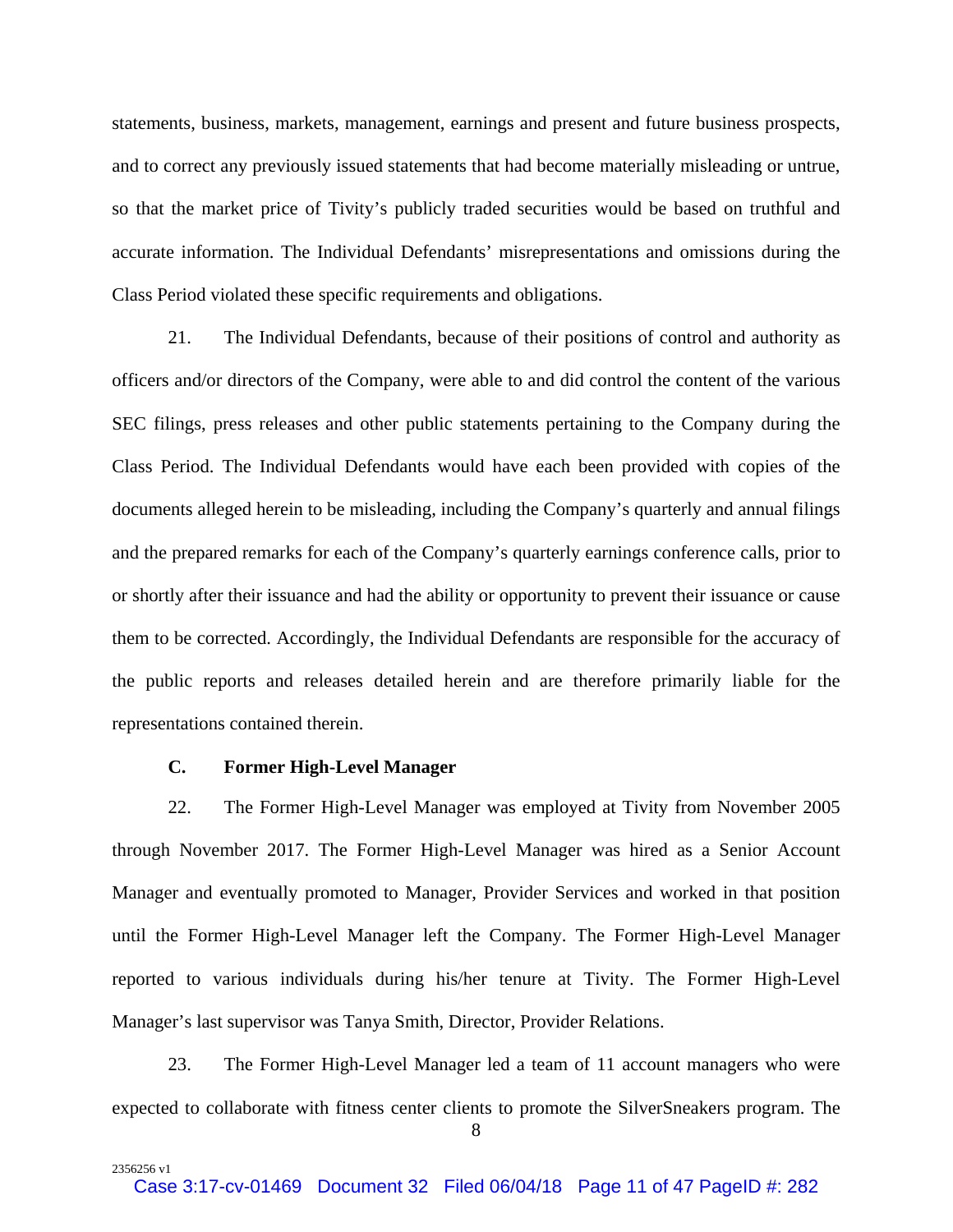statements, business, markets, management, earnings and present and future business prospects, and to correct any previously issued statements that had become materially misleading or untrue, so that the market price of Tivity's publicly traded securities would be based on truthful and accurate information. The Individual Defendants' misrepresentations and omissions during the Class Period violated these specific requirements and obligations.

21. The Individual Defendants, because of their positions of control and authority as officers and/or directors of the Company, were able to and did control the content of the various SEC filings, press releases and other public statements pertaining to the Company during the Class Period. The Individual Defendants would have each been provided with copies of the documents alleged herein to be misleading, including the Company's quarterly and annual filings and the prepared remarks for each of the Company's quarterly earnings conference calls, prior to or shortly after their issuance and had the ability or opportunity to prevent their issuance or cause them to be corrected. Accordingly, the Individual Defendants are responsible for the accuracy of the public reports and releases detailed herein and are therefore primarily liable for the representations contained therein.

### C. Former High-Level Manager

22. The Former High-Level Manager was employed at Tivity from November 2005 through November 2017. The Former High-Level Manager was hired as a Senior Account Manager and eventually promoted to Manager, Provider Services and worked in that position until the Former High-Level Manager left the Company. The Former High-Level Manager reported to various individuals during his/her tenure at Tivity. The Former High-Level Manager's last supervisor was Tanya Smith, Director, Provider Relations.

23. The Former High-Level Manager led a team of 11 account managers who were expected to collaborate with fitness center clients to promote the SilverSneakers program. The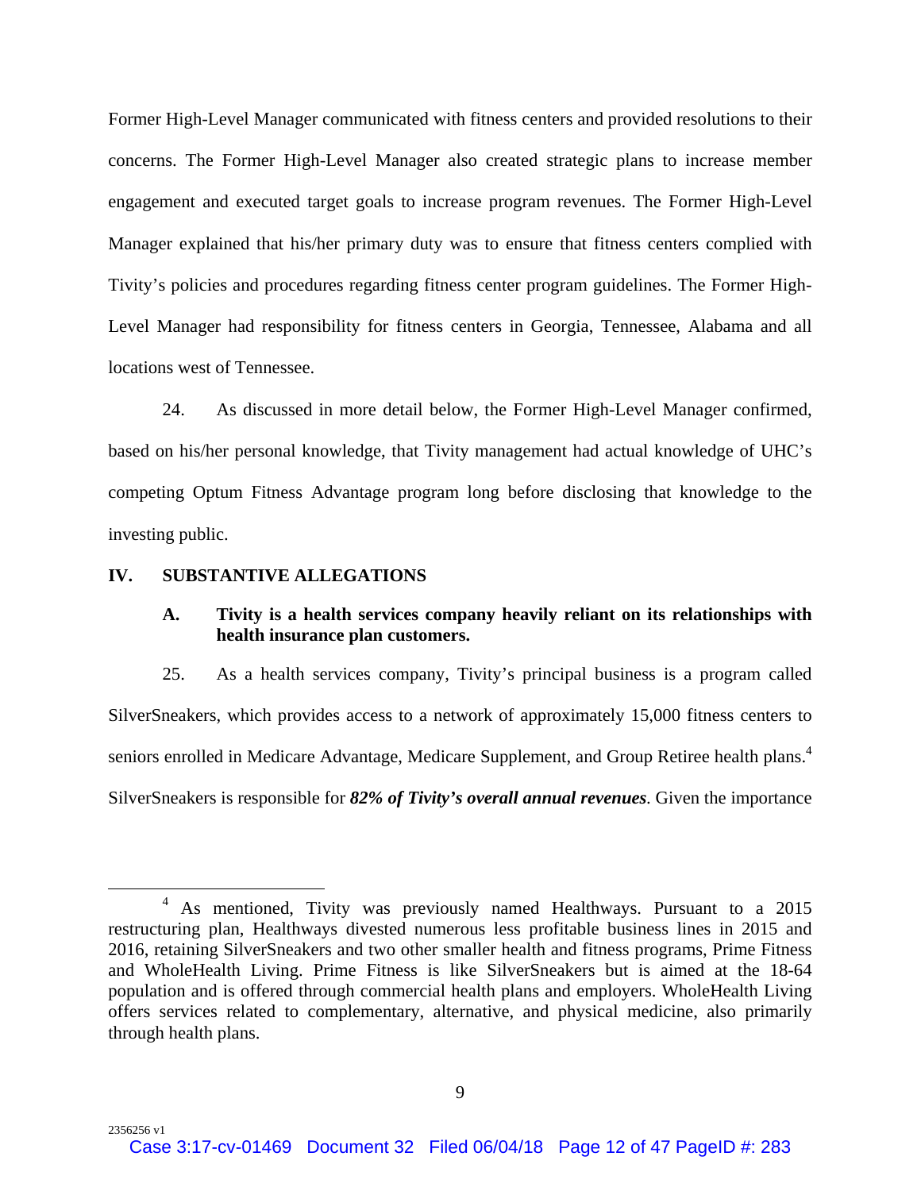Former High-Level Manager communicated with fitness centers and provided resolutions to their concerns. The Former High-Level Manager also created strategic plans to increase member engagement and executed target goals to increase program revenues. The Former High-Level Manager explained that his/her primary duty was to ensure that fitness centers complied with Tivity's policies and procedures regarding fitness center program guidelines. The Former High-Level Manager had responsibility for fitness centers in Georgia, Tennessee, Alabama and all locations west of Tennessee.

24. As discussed in more detail below, the Former High-Level Manager confirmed, based on his/her personal knowledge, that Tivity management had actual knowledge of UHC's competing Optum Fitness Advantage program long before disclosing that knowledge to the investing public.

## IV. SUBSTANTIVE ALLEGATIONS

### A. Tivity is a health services company heavily reliant on its relationships with health insurance plan customers.

25. As a health services company, Tivity's principal business is a program called SilverSneakers, which provides access to a network of approximately 15,000 fitness centers to seniors enrolled in Medicare Advantage, Medicare Supplement, and Group Retiree health plans.[4] SilverSneakers is responsible for ***82% of Tivity's overall annual revenues***. Given the importance

[4] As mentioned, Tivity was previously named Healthways. Pursuant to a 2015 restructuring plan, Healthways divested numerous less profitable business lines in 2015 and 2016, retaining SilverSneakers and two other smaller health and fitness programs, Prime Fitness and WholeHealth Living. Prime Fitness is like SilverSneakers but is aimed at the 18-64 population and is offered through commercial health plans and employers. WholeHealth Living offers services related to complementary, alternative, and physical medicine, also primarily through health plans.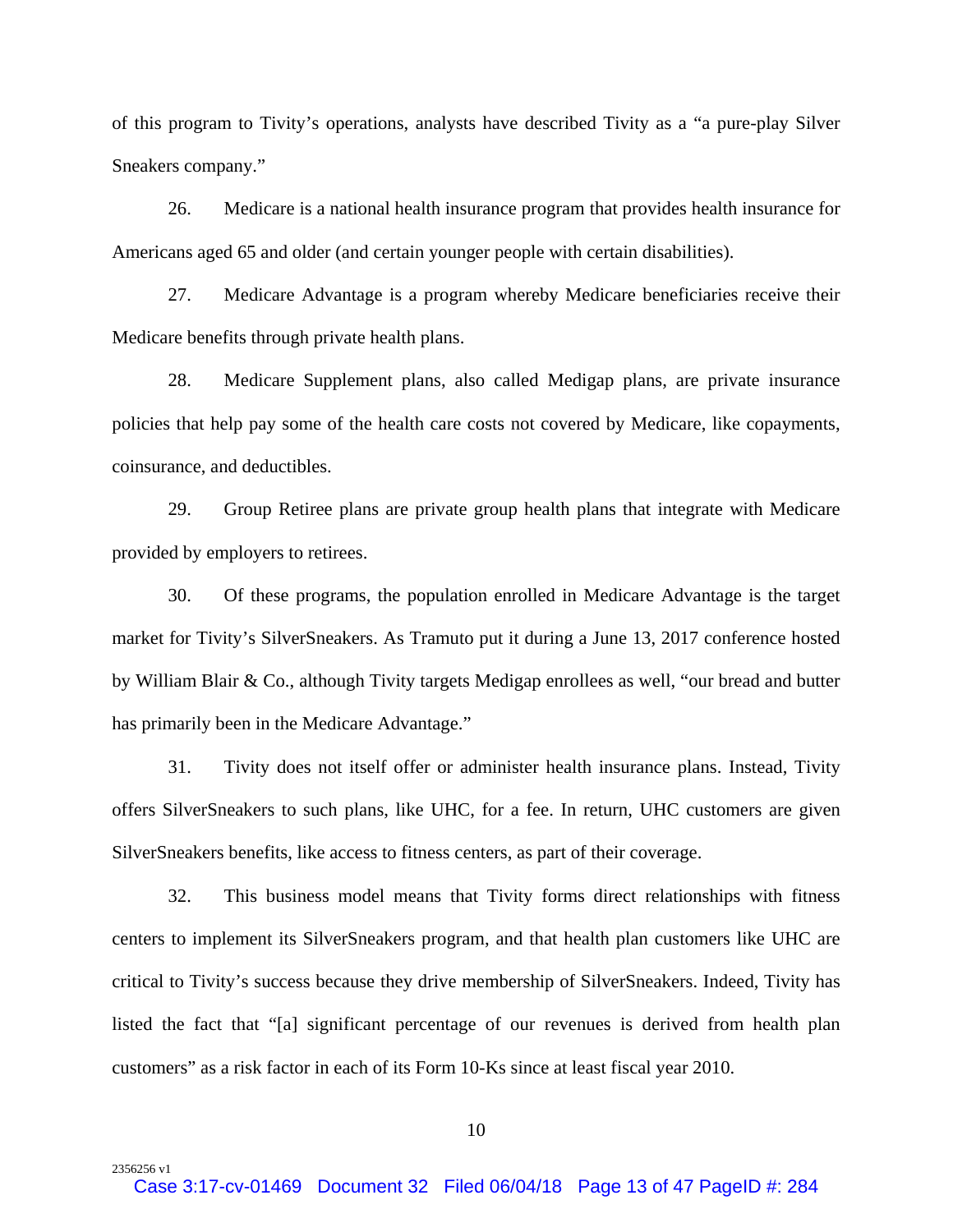of this program to Tivity's operations, analysts have described Tivity as a "a pure-play Silver Sneakers company."

26. Medicare is a national health insurance program that provides health insurance for Americans aged 65 and older (and certain younger people with certain disabilities).

27. Medicare Advantage is a program whereby Medicare beneficiaries receive their Medicare benefits through private health plans.

28. Medicare Supplement plans, also called Medigap plans, are private insurance policies that help pay some of the health care costs not covered by Medicare, like copayments, coinsurance, and deductibles.

29. Group Retiree plans are private group health plans that integrate with Medicare provided by employers to retirees.

30. Of these programs, the population enrolled in Medicare Advantage is the target market for Tivity's SilverSneakers. As Tramuto put it during a June 13, 2017 conference hosted by William Blair & Co., although Tivity targets Medigap enrollees as well, "our bread and butter has primarily been in the Medicare Advantage."

31. Tivity does not itself offer or administer health insurance plans. Instead, Tivity offers SilverSneakers to such plans, like UHC, for a fee. In return, UHC customers are given SilverSneakers benefits, like access to fitness centers, as part of their coverage.

32. This business model means that Tivity forms direct relationships with fitness centers to implement its SilverSneakers program, and that health plan customers like UHC are critical to Tivity's success because they drive membership of SilverSneakers. Indeed, Tivity has listed the fact that "[a] significant percentage of our revenues is derived from health plan customers" as a risk factor in each of its Form 10-Ks since at least fiscal year 2010.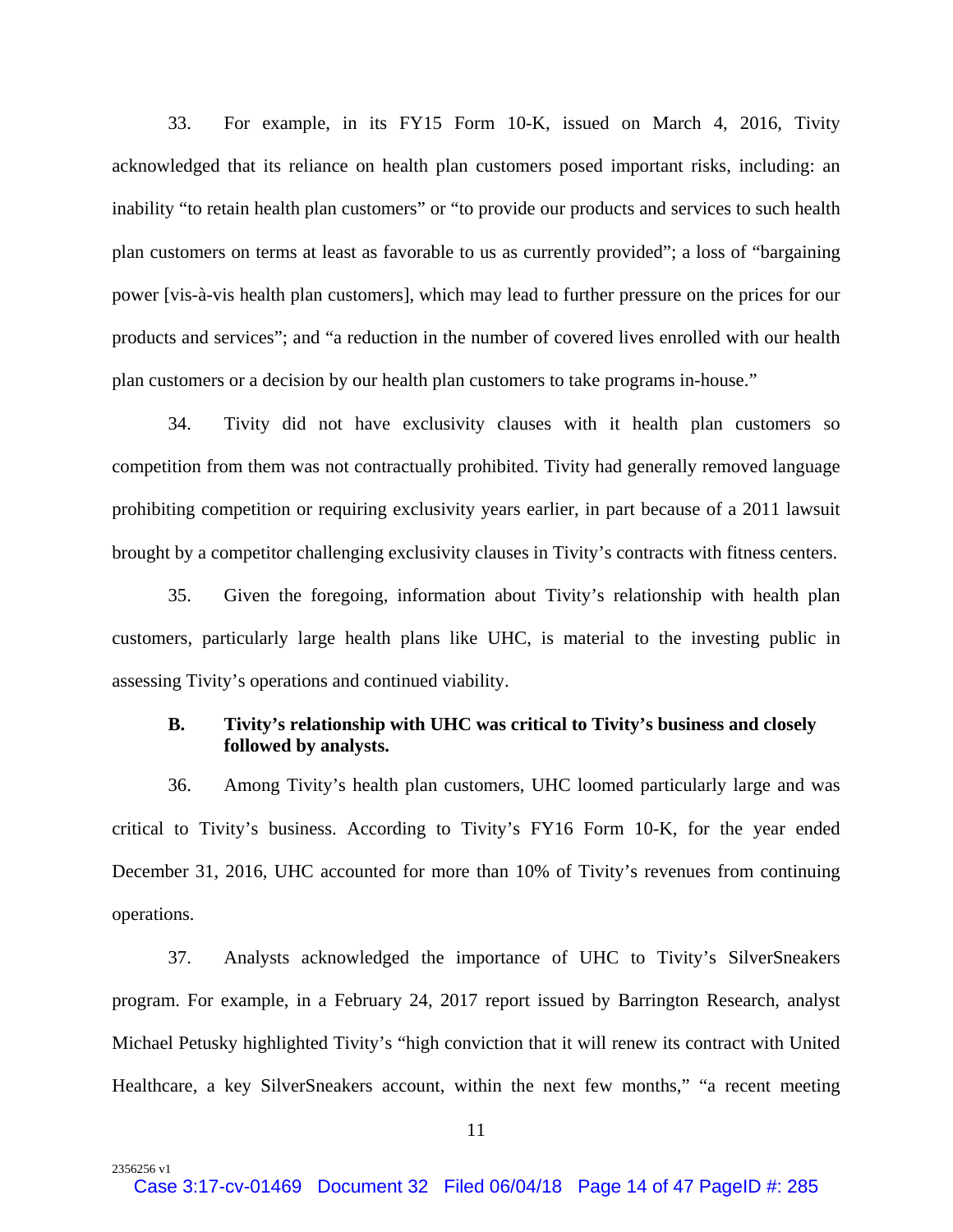33. For example, in its FY15 Form 10-K, issued on March 4, 2016, Tivity acknowledged that its reliance on health plan customers posed important risks, including: an inability "to retain health plan customers" or "to provide our products and services to such health plan customers on terms at least as favorable to us as currently provided"; a loss of "bargaining power [vis-à-vis health plan customers], which may lead to further pressure on the prices for our products and services"; and "a reduction in the number of covered lives enrolled with our health plan customers or a decision by our health plan customers to take programs in-house."

34. Tivity did not have exclusivity clauses with it health plan customers so competition from them was not contractually prohibited. Tivity had generally removed language prohibiting competition or requiring exclusivity years earlier, in part because of a 2011 lawsuit brought by a competitor challenging exclusivity clauses in Tivity's contracts with fitness centers.

35. Given the foregoing, information about Tivity's relationship with health plan customers, particularly large health plans like UHC, is material to the investing public in assessing Tivity's operations and continued viability.

### B. Tivity's relationship with UHC was critical to Tivity's business and closely followed by analysts.

36. Among Tivity's health plan customers, UHC loomed particularly large and was critical to Tivity's business. According to Tivity's FY16 Form 10-K, for the year ended December 31, 2016, UHC accounted for more than 10% of Tivity's revenues from continuing operations.

37. Analysts acknowledged the importance of UHC to Tivity's SilverSneakers program. For example, in a February 24, 2017 report issued by Barrington Research, analyst Michael Petusky highlighted Tivity's "high conviction that it will renew its contract with United Healthcare, a key SilverSneakers account, within the next few months," "a recent meeting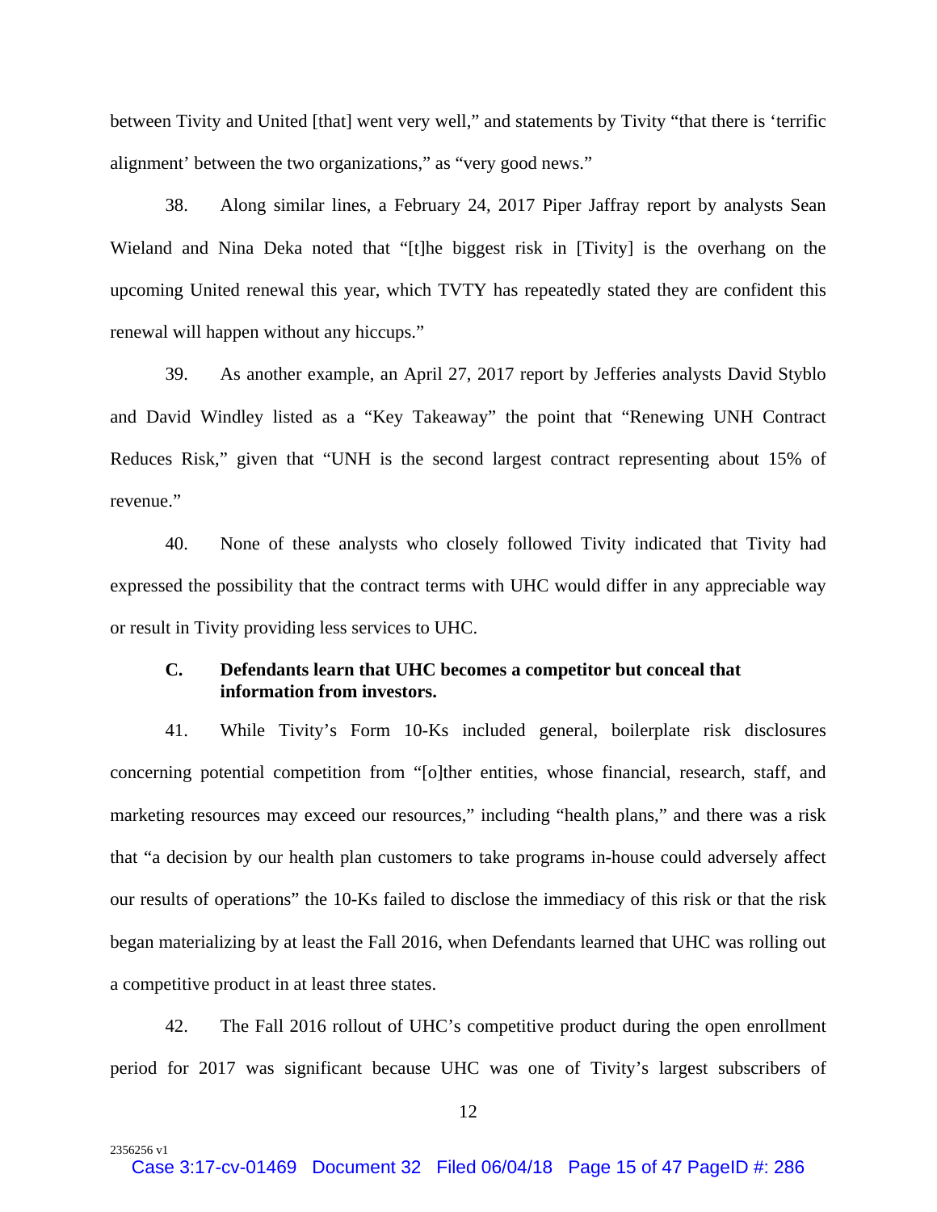between Tivity and United [that] went very well," and statements by Tivity "that there is 'terrific alignment' between the two organizations," as "very good news."

38. Along similar lines, a February 24, 2017 Piper Jaffray report by analysts Sean Wieland and Nina Deka noted that "[t]he biggest risk in [Tivity] is the overhang on the upcoming United renewal this year, which TVTY has repeatedly stated they are confident this renewal will happen without any hiccups."

39. As another example, an April 27, 2017 report by Jefferies analysts David Styblo and David Windley listed as a "Key Takeaway" the point that "Renewing UNH Contract Reduces Risk," given that "UNH is the second largest contract representing about 15% of revenue."

40. None of these analysts who closely followed Tivity indicated that Tivity had expressed the possibility that the contract terms with UHC would differ in any appreciable way or result in Tivity providing less services to UHC.

### C. Defendants learn that UHC becomes a competitor but conceal that information from investors.

41. While Tivity's Form 10-Ks included general, boilerplate risk disclosures concerning potential competition from "[o]ther entities, whose financial, research, staff, and marketing resources may exceed our resources," including "health plans," and there was a risk that "a decision by our health plan customers to take programs in-house could adversely affect our results of operations" the 10-Ks failed to disclose the immediacy of this risk or that the risk began materializing by at least the Fall 2016, when Defendants learned that UHC was rolling out a competitive product in at least three states.

42. The Fall 2016 rollout of UHC's competitive product during the open enrollment period for 2017 was significant because UHC was one of Tivity's largest subscribers of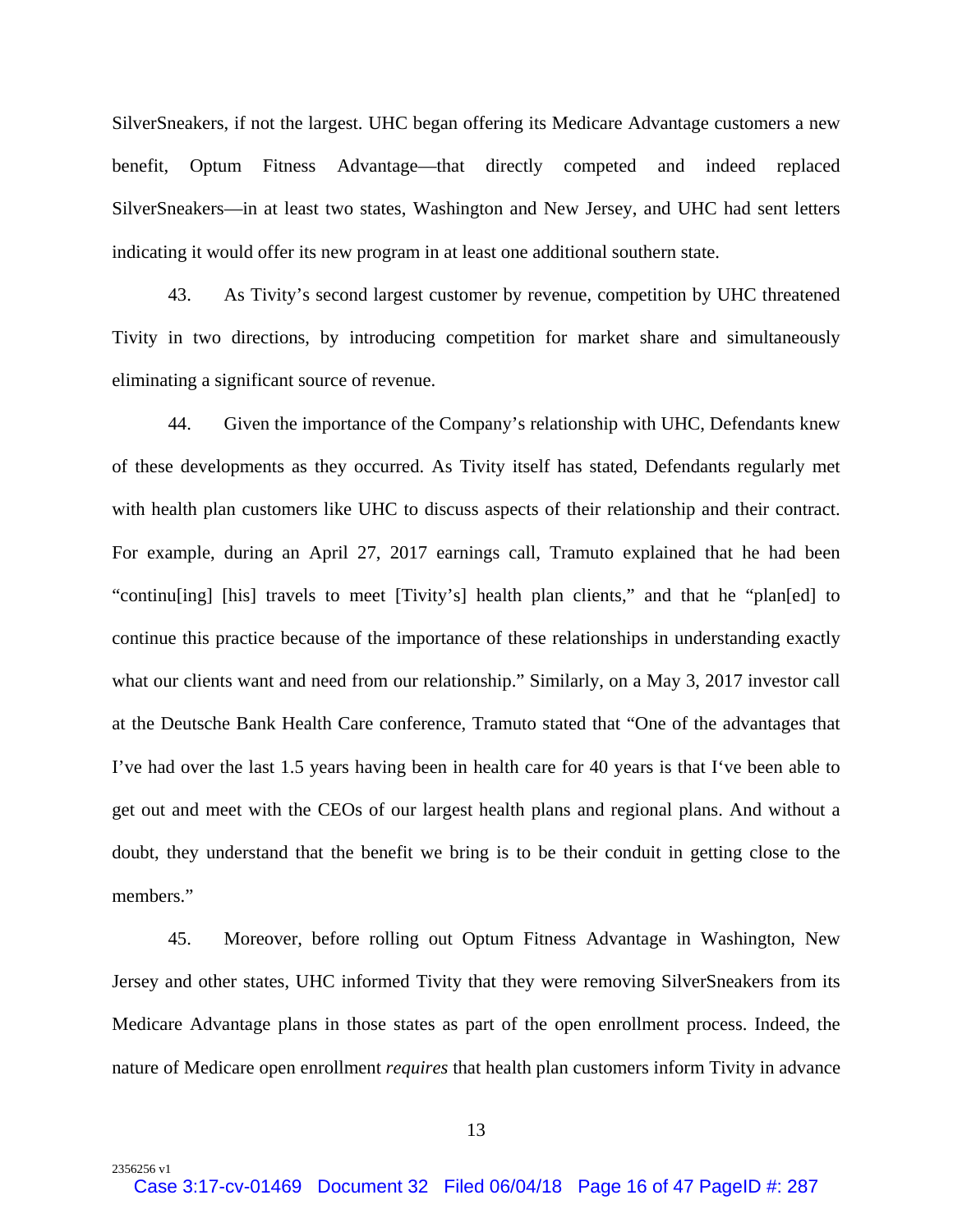SilverSneakers, if not the largest. UHC began offering its Medicare Advantage customers a new benefit, Optum Fitness Advantage—that directly competed and indeed replaced SilverSneakers—in at least two states, Washington and New Jersey, and UHC had sent letters indicating it would offer its new program in at least one additional southern state.

43. As Tivity's second largest customer by revenue, competition by UHC threatened Tivity in two directions, by introducing competition for market share and simultaneously eliminating a significant source of revenue.

44. Given the importance of the Company's relationship with UHC, Defendants knew of these developments as they occurred. As Tivity itself has stated, Defendants regularly met with health plan customers like UHC to discuss aspects of their relationship and their contract. For example, during an April 27, 2017 earnings call, Tramuto explained that he had been "continu[ing] [his] travels to meet [Tivity's] health plan clients," and that he "plan[ed] to continue this practice because of the importance of these relationships in understanding exactly what our clients want and need from our relationship." Similarly, on a May 3, 2017 investor call at the Deutsche Bank Health Care conference, Tramuto stated that "One of the advantages that I've had over the last 1.5 years having been in health care for 40 years is that I've been able to get out and meet with the CEOs of our largest health plans and regional plans. And without a doubt, they understand that the benefit we bring is to be their conduit in getting close to the members."

45. Moreover, before rolling out Optum Fitness Advantage in Washington, New Jersey and other states, UHC informed Tivity that they were removing SilverSneakers from its Medicare Advantage plans in those states as part of the open enrollment process. Indeed, the nature of Medicare open enrollment *requires* that health plan customers inform Tivity in advance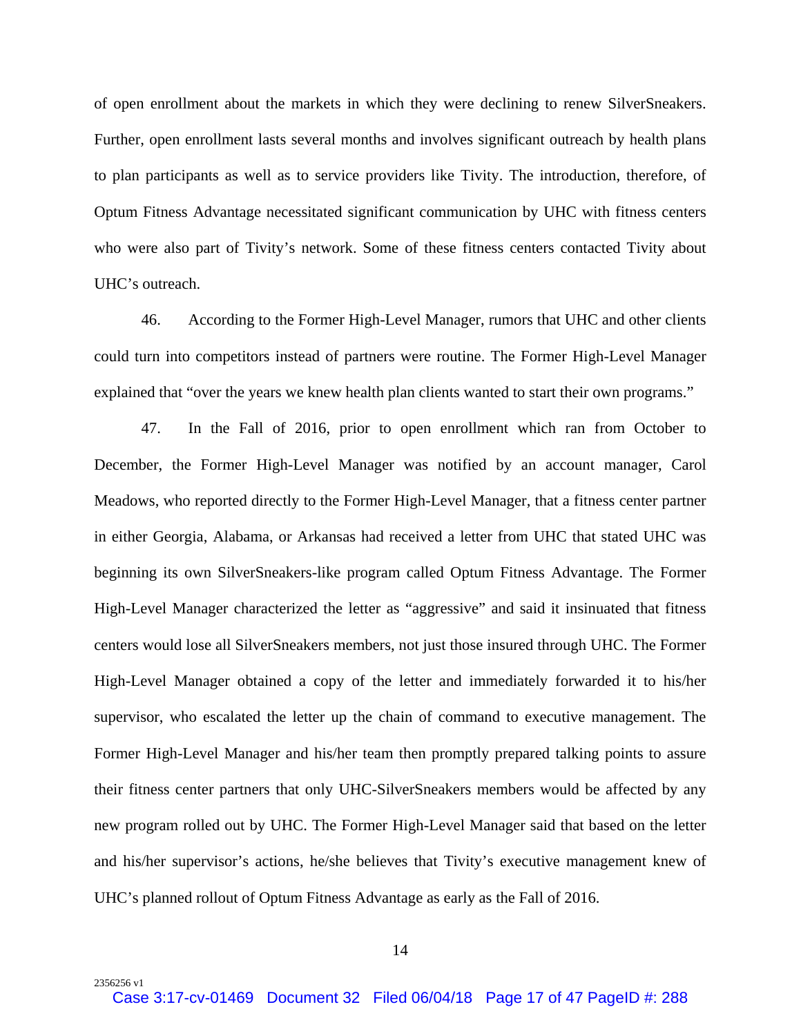of open enrollment about the markets in which they were declining to renew SilverSneakers. Further, open enrollment lasts several months and involves significant outreach by health plans to plan participants as well as to service providers like Tivity. The introduction, therefore, of Optum Fitness Advantage necessitated significant communication by UHC with fitness centers who were also part of Tivity's network. Some of these fitness centers contacted Tivity about UHC's outreach.

46. According to the Former High-Level Manager, rumors that UHC and other clients could turn into competitors instead of partners were routine. The Former High-Level Manager explained that "over the years we knew health plan clients wanted to start their own programs."

47. In the Fall of 2016, prior to open enrollment which ran from October to December, the Former High-Level Manager was notified by an account manager, Carol Meadows, who reported directly to the Former High-Level Manager, that a fitness center partner in either Georgia, Alabama, or Arkansas had received a letter from UHC that stated UHC was beginning its own SilverSneakers-like program called Optum Fitness Advantage. The Former High-Level Manager characterized the letter as "aggressive" and said it insinuated that fitness centers would lose all SilverSneakers members, not just those insured through UHC. The Former High-Level Manager obtained a copy of the letter and immediately forwarded it to his/her supervisor, who escalated the letter up the chain of command to executive management. The Former High-Level Manager and his/her team then promptly prepared talking points to assure their fitness center partners that only UHC-SilverSneakers members would be affected by any new program rolled out by UHC. The Former High-Level Manager said that based on the letter and his/her supervisor's actions, he/she believes that Tivity's executive management knew of UHC's planned rollout of Optum Fitness Advantage as early as the Fall of 2016.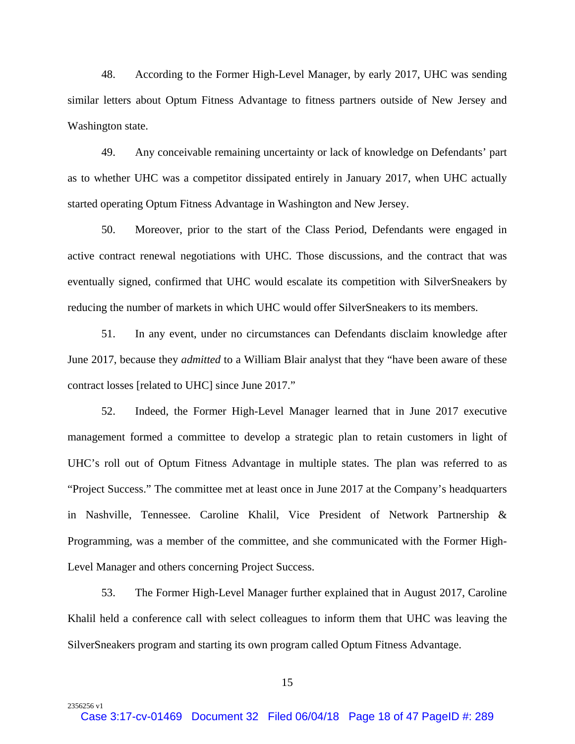48. According to the Former High-Level Manager, by early 2017, UHC was sending similar letters about Optum Fitness Advantage to fitness partners outside of New Jersey and Washington state.

49. Any conceivable remaining uncertainty or lack of knowledge on Defendants' part as to whether UHC was a competitor dissipated entirely in January 2017, when UHC actually started operating Optum Fitness Advantage in Washington and New Jersey.

50. Moreover, prior to the start of the Class Period, Defendants were engaged in active contract renewal negotiations with UHC. Those discussions, and the contract that was eventually signed, confirmed that UHC would escalate its competition with SilverSneakers by reducing the number of markets in which UHC would offer SilverSneakers to its members.

51. In any event, under no circumstances can Defendants disclaim knowledge after June 2017, because they *admitted* to a William Blair analyst that they "have been aware of these contract losses [related to UHC] since June 2017."

52. Indeed, the Former High-Level Manager learned that in June 2017 executive management formed a committee to develop a strategic plan to retain customers in light of UHC's roll out of Optum Fitness Advantage in multiple states. The plan was referred to as "Project Success." The committee met at least once in June 2017 at the Company's headquarters in Nashville, Tennessee. Caroline Khalil, Vice President of Network Partnership & Programming, was a member of the committee, and she communicated with the Former High-Level Manager and others concerning Project Success.

53. The Former High-Level Manager further explained that in August 2017, Caroline Khalil held a conference call with select colleagues to inform them that UHC was leaving the SilverSneakers program and starting its own program called Optum Fitness Advantage.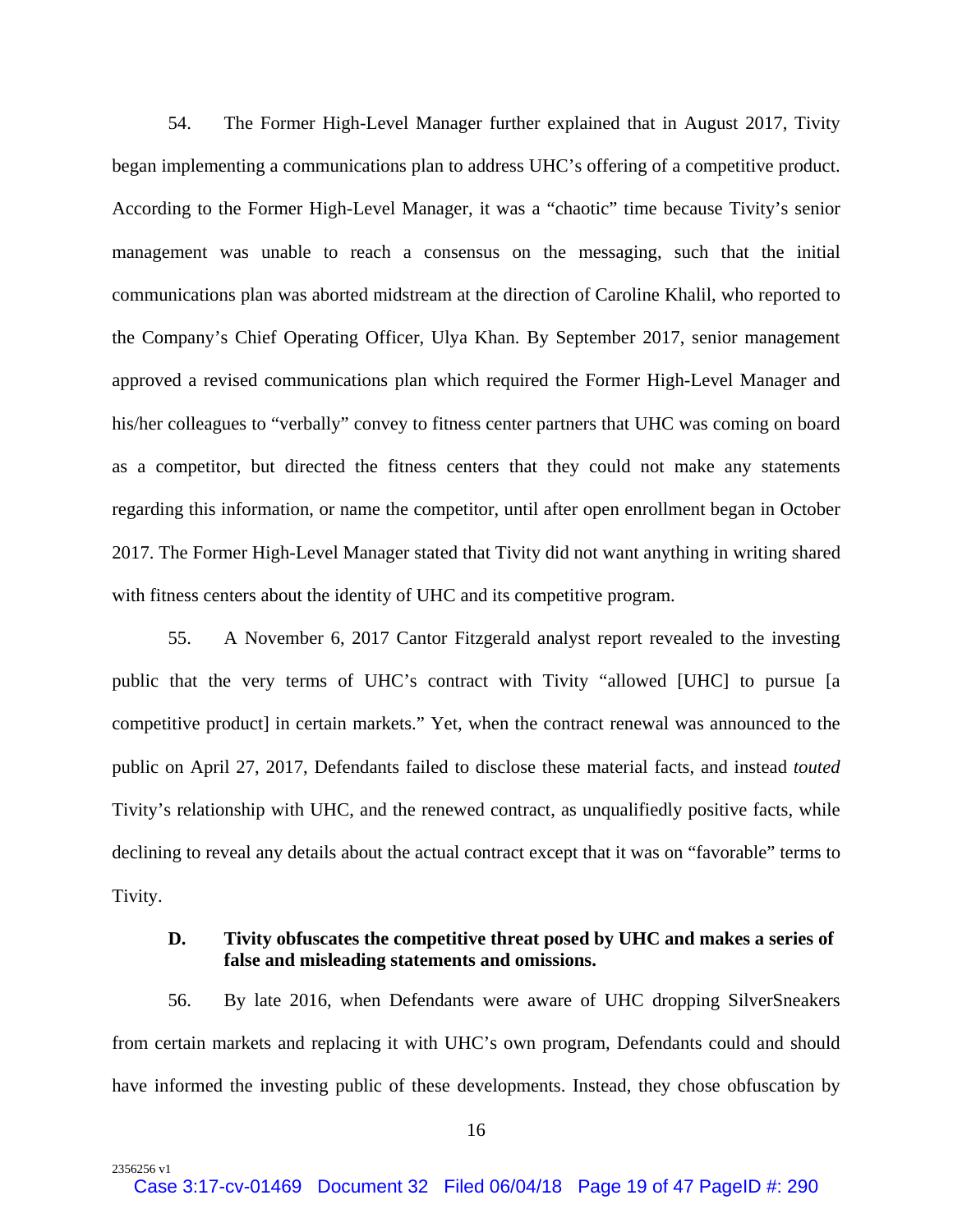54. The Former High-Level Manager further explained that in August 2017, Tivity began implementing a communications plan to address UHC's offering of a competitive product. According to the Former High-Level Manager, it was a "chaotic" time because Tivity's senior management was unable to reach a consensus on the messaging, such that the initial communications plan was aborted midstream at the direction of Caroline Khalil, who reported to the Company's Chief Operating Officer, Ulya Khan. By September 2017, senior management approved a revised communications plan which required the Former High-Level Manager and his/her colleagues to "verbally" convey to fitness center partners that UHC was coming on board as a competitor, but directed the fitness centers that they could not make any statements regarding this information, or name the competitor, until after open enrollment began in October 2017. The Former High-Level Manager stated that Tivity did not want anything in writing shared with fitness centers about the identity of UHC and its competitive program.

55. A November 6, 2017 Cantor Fitzgerald analyst report revealed to the investing public that the very terms of UHC's contract with Tivity "allowed [UHC] to pursue [a competitive product] in certain markets." Yet, when the contract renewal was announced to the public on April 27, 2017, Defendants failed to disclose these material facts, and instead *touted* Tivity's relationship with UHC, and the renewed contract, as unqualifiedly positive facts, while declining to reveal any details about the actual contract except that it was on "favorable" terms to Tivity.

### D. Tivity obfuscates the competitive threat posed by UHC and makes a series of false and misleading statements and omissions.

56. By late 2016, when Defendants were aware of UHC dropping SilverSneakers from certain markets and replacing it with UHC's own program, Defendants could and should have informed the investing public of these developments. Instead, they chose obfuscation by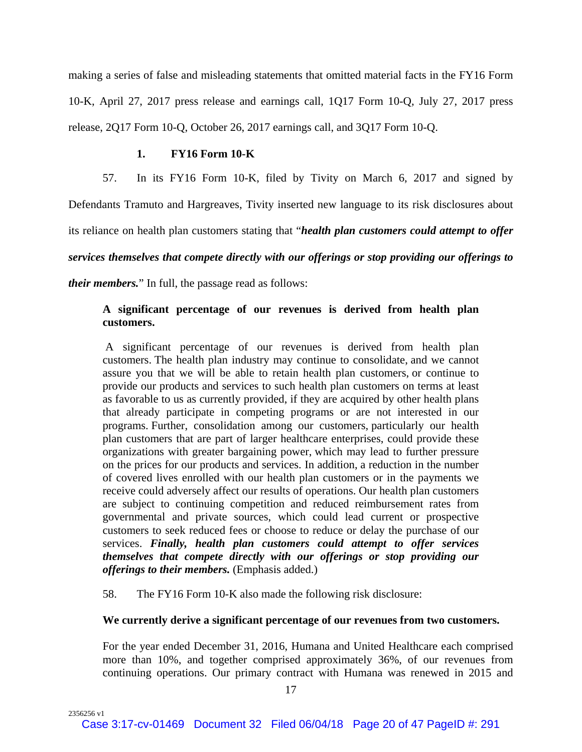making a series of false and misleading statements that omitted material facts in the FY16 Form 10-K, April 27, 2017 press release and earnings call, 1Q17 Form 10-Q, July 27, 2017 press release, 2Q17 Form 10-Q, October 26, 2017 earnings call, and 3Q17 Form 10-Q.

### 1. FY16 Form 10-K

57. In its FY16 Form 10-K, filed by Tivity on March 6, 2017 and signed by Defendants Tramuto and Hargreaves, Tivity inserted new language to its risk disclosures about its reliance on health plan customers stating that "***health plan customers could attempt to offer services themselves that compete directly with our offerings or stop providing our offerings to their members.***" In full, the passage read as follows:

> **A significant percentage of our revenues is derived from health plan customers.**
>
> A significant percentage of our revenues is derived from health plan customers. The health plan industry may continue to consolidate, and we cannot assure you that we will be able to retain health plan customers, or continue to provide our products and services to such health plan customers on terms at least as favorable to us as currently provided, if they are acquired by other health plans that already participate in competing programs or are not interested in our programs. Further, consolidation among our customers, particularly our health plan customers that are part of larger healthcare enterprises, could provide these organizations with greater bargaining power, which may lead to further pressure on the prices for our products and services. In addition, a reduction in the number of covered lives enrolled with our health plan customers or in the payments we receive could adversely affect our results of operations. Our health plan customers are subject to continuing competition and reduced reimbursement rates from governmental and private sources, which could lead current or prospective customers to seek reduced fees or choose to reduce or delay the purchase of our services. ***Finally, health plan customers could attempt to offer services themselves that compete directly with our offerings or stop providing our offerings to their members.*** (Emphasis added.)

58. The FY16 Form 10-K also made the following risk disclosure:

> **We currently derive a significant percentage of our revenues from two customers.**
>
> For the year ended December 31, 2016, Humana and United Healthcare each comprised more than 10%, and together comprised approximately 36%, of our revenues from continuing operations. Our primary contract with Humana was renewed in 2015 and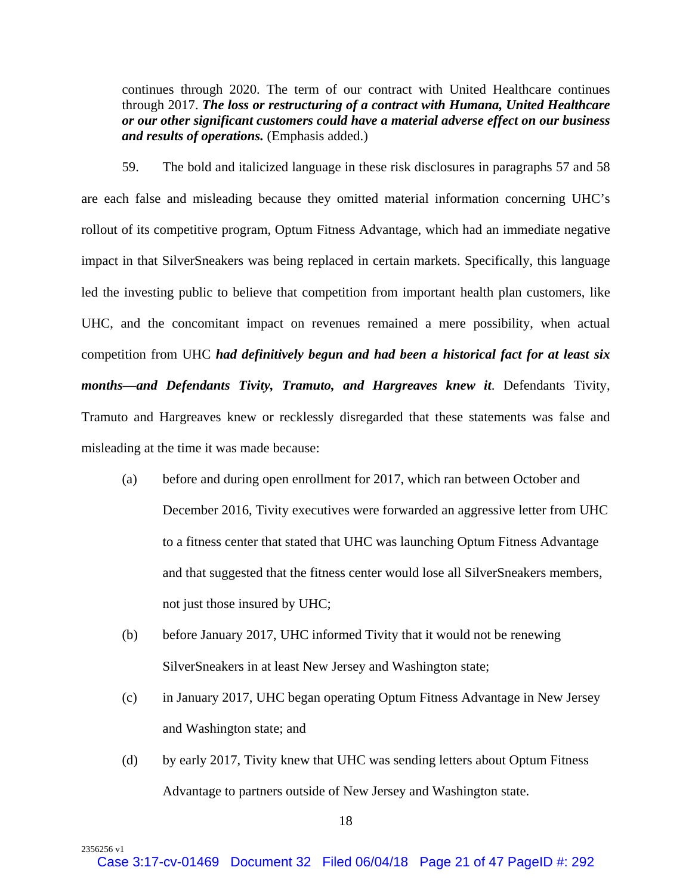continues through 2020. The term of our contract with United Healthcare continues through 2017. ***The loss or restructuring of a contract with Humana, United Healthcare or our other significant customers could have a material adverse effect on our business and results of operations.*** (Emphasis added.)

59. The bold and italicized language in these risk disclosures in paragraphs 57 and 58 are each false and misleading because they omitted material information concerning UHC's rollout of its competitive program, Optum Fitness Advantage, which had an immediate negative impact in that SilverSneakers was being replaced in certain markets. Specifically, this language led the investing public to believe that competition from important health plan customers, like UHC, and the concomitant impact on revenues remained a mere possibility, when actual competition from UHC ***had definitively begun and had been a historical fact for at least six months—and Defendants Tivity, Tramuto, and Hargreaves knew it***. Defendants Tivity, Tramuto and Hargreaves knew or recklessly disregarded that these statements was false and misleading at the time it was made because:

(a) before and during open enrollment for 2017, which ran between October and December 2016, Tivity executives were forwarded an aggressive letter from UHC to a fitness center that stated that UHC was launching Optum Fitness Advantage and that suggested that the fitness center would lose all SilverSneakers members, not just those insured by UHC;

(b) before January 2017, UHC informed Tivity that it would not be renewing SilverSneakers in at least New Jersey and Washington state;

(c) in January 2017, UHC began operating Optum Fitness Advantage in New Jersey and Washington state; and

(d) by early 2017, Tivity knew that UHC was sending letters about Optum Fitness Advantage to partners outside of New Jersey and Washington state.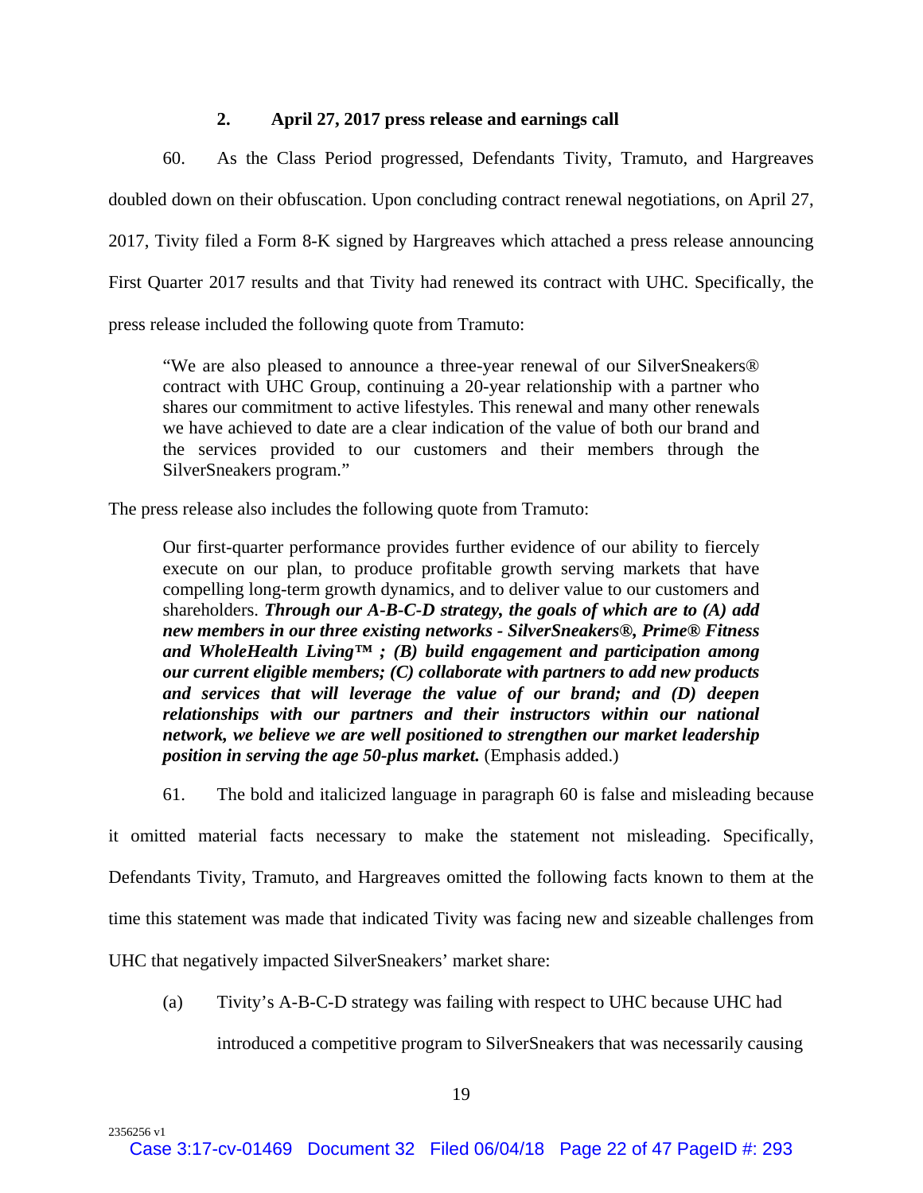### 2. April 27, 2017 press release and earnings call

60. As the Class Period progressed, Defendants Tivity, Tramuto, and Hargreaves doubled down on their obfuscation. Upon concluding contract renewal negotiations, on April 27, 2017, Tivity filed a Form 8-K signed by Hargreaves which attached a press release announcing First Quarter 2017 results and that Tivity had renewed its contract with UHC. Specifically, the press release included the following quote from Tramuto:

> "We are also pleased to announce a three-year renewal of our SilverSneakers® contract with UHC Group, continuing a 20-year relationship with a partner who shares our commitment to active lifestyles. This renewal and many other renewals we have achieved to date are a clear indication of the value of both our brand and the services provided to our customers and their members through the SilverSneakers program."

The press release also includes the following quote from Tramuto:

> Our first-quarter performance provides further evidence of our ability to fiercely execute on our plan, to produce profitable growth serving markets that have compelling long-term growth dynamics, and to deliver value to our customers and shareholders. ***Through our A-B-C-D strategy, the goals of which are to (A) add new members in our three existing networks - SilverSneakers®, Prime® Fitness and WholeHealth Living™ ; (B) build engagement and participation among our current eligible members; (C) collaborate with partners to add new products and services that will leverage the value of our brand; and (D) deepen relationships with our partners and their instructors within our national network, we believe we are well positioned to strengthen our market leadership position in serving the age 50-plus market.*** (Emphasis added.)

61. The bold and italicized language in paragraph 60 is false and misleading because it omitted material facts necessary to make the statement not misleading. Specifically, Defendants Tivity, Tramuto, and Hargreaves omitted the following facts known to them at the time this statement was made that indicated Tivity was facing new and sizeable challenges from UHC that negatively impacted SilverSneakers' market share:

(a) Tivity's A-B-C-D strategy was failing with respect to UHC because UHC had introduced a competitive program to SilverSneakers that was necessarily causing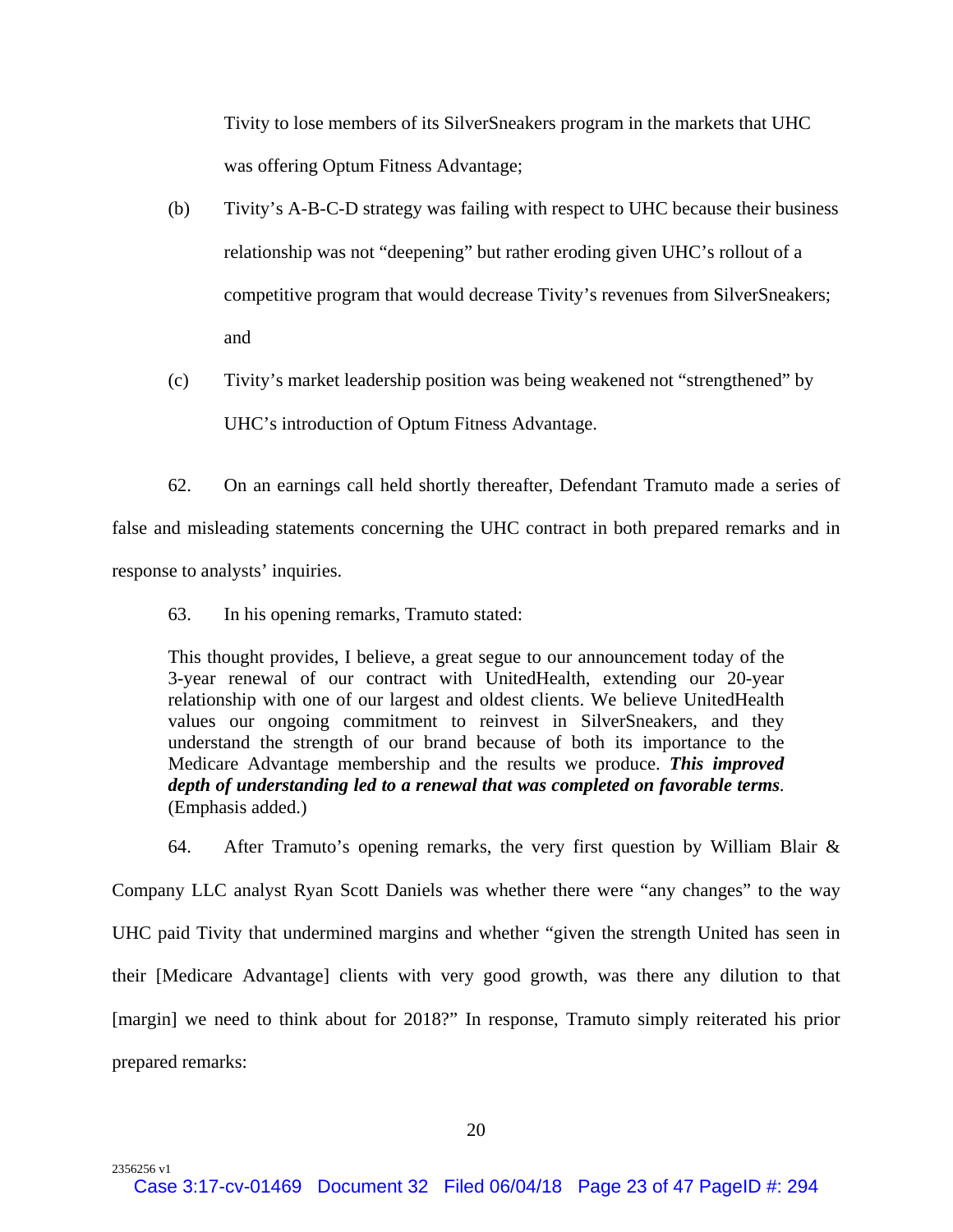Tivity to lose members of its SilverSneakers program in the markets that UHC was offering Optum Fitness Advantage;

(b) Tivity's A-B-C-D strategy was failing with respect to UHC because their business relationship was not "deepening" but rather eroding given UHC's rollout of a competitive program that would decrease Tivity's revenues from SilverSneakers; and

(c) Tivity's market leadership position was being weakened not "strengthened" by UHC's introduction of Optum Fitness Advantage.

62. On an earnings call held shortly thereafter, Defendant Tramuto made a series of false and misleading statements concerning the UHC contract in both prepared remarks and in response to analysts' inquiries.

63. In his opening remarks, Tramuto stated:

> This thought provides, I believe, a great segue to our announcement today of the 3-year renewal of our contract with UnitedHealth, extending our 20-year relationship with one of our largest and oldest clients. We believe UnitedHealth values our ongoing commitment to reinvest in SilverSneakers, and they understand the strength of our brand because of both its importance to the Medicare Advantage membership and the results we produce. ***This improved depth of understanding led to a renewal that was completed on favorable terms***. (Emphasis added.)

64. After Tramuto's opening remarks, the very first question by William Blair & Company LLC analyst Ryan Scott Daniels was whether there were "any changes" to the way UHC paid Tivity that undermined margins and whether "given the strength United has seen in their [Medicare Advantage] clients with very good growth, was there any dilution to that [margin] we need to think about for 2018?" In response, Tramuto simply reiterated his prior prepared remarks: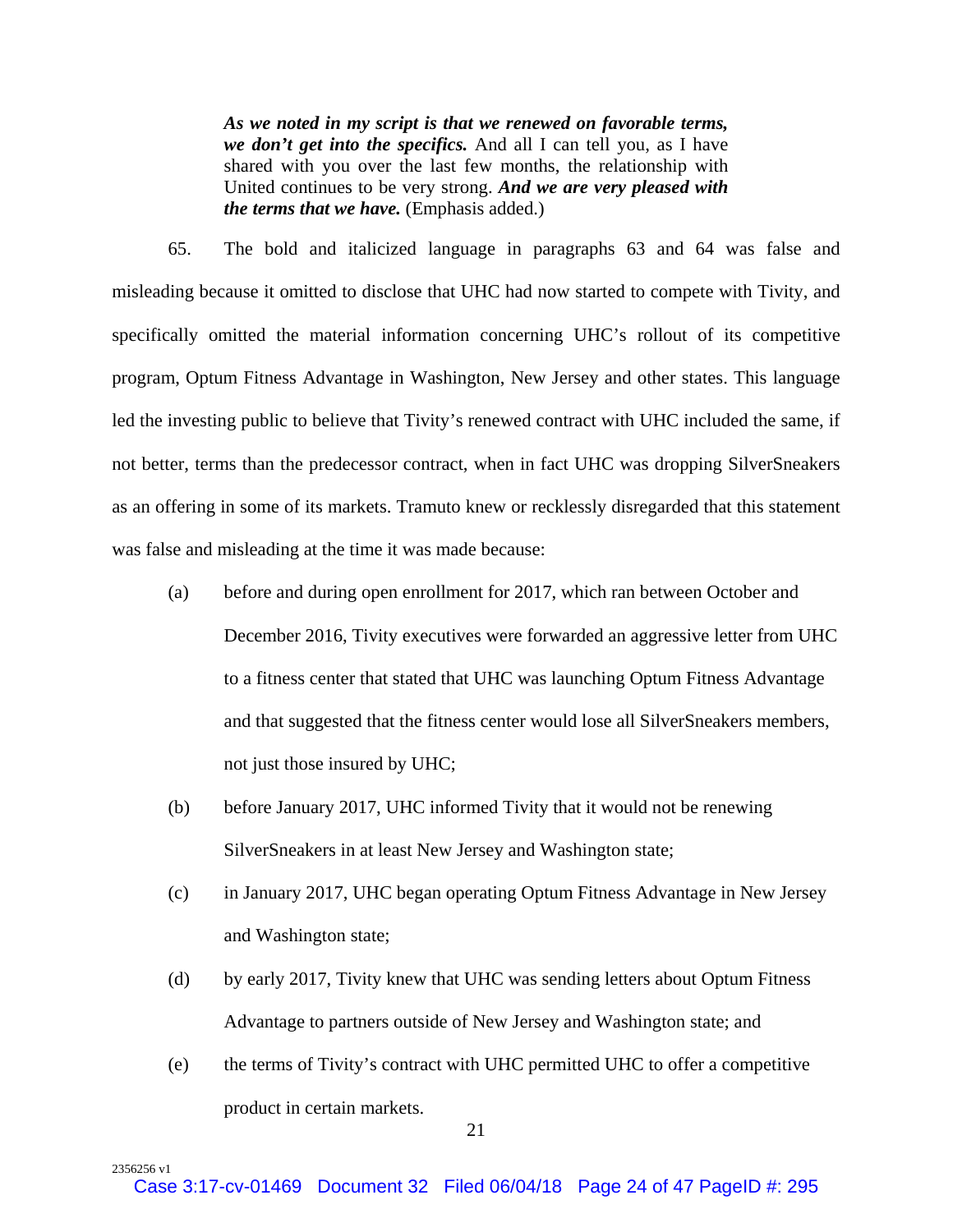> ***As we noted in my script is that we renewed on favorable terms, we don't get into the specifics.*** And all I can tell you, as I have shared with you over the last few months, the relationship with United continues to be very strong. ***And we are very pleased with the terms that we have.*** (Emphasis added.)

65. The bold and italicized language in paragraphs 63 and 64 was false and misleading because it omitted to disclose that UHC had now started to compete with Tivity, and specifically omitted the material information concerning UHC's rollout of its competitive program, Optum Fitness Advantage in Washington, New Jersey and other states. This language led the investing public to believe that Tivity's renewed contract with UHC included the same, if not better, terms than the predecessor contract, when in fact UHC was dropping SilverSneakers as an offering in some of its markets. Tramuto knew or recklessly disregarded that this statement was false and misleading at the time it was made because:

(a) before and during open enrollment for 2017, which ran between October and December 2016, Tivity executives were forwarded an aggressive letter from UHC to a fitness center that stated that UHC was launching Optum Fitness Advantage and that suggested that the fitness center would lose all SilverSneakers members, not just those insured by UHC;

(b) before January 2017, UHC informed Tivity that it would not be renewing SilverSneakers in at least New Jersey and Washington state;

(c) in January 2017, UHC began operating Optum Fitness Advantage in New Jersey and Washington state;

(d) by early 2017, Tivity knew that UHC was sending letters about Optum Fitness Advantage to partners outside of New Jersey and Washington state; and

(e) the terms of Tivity's contract with UHC permitted UHC to offer a competitive product in certain markets.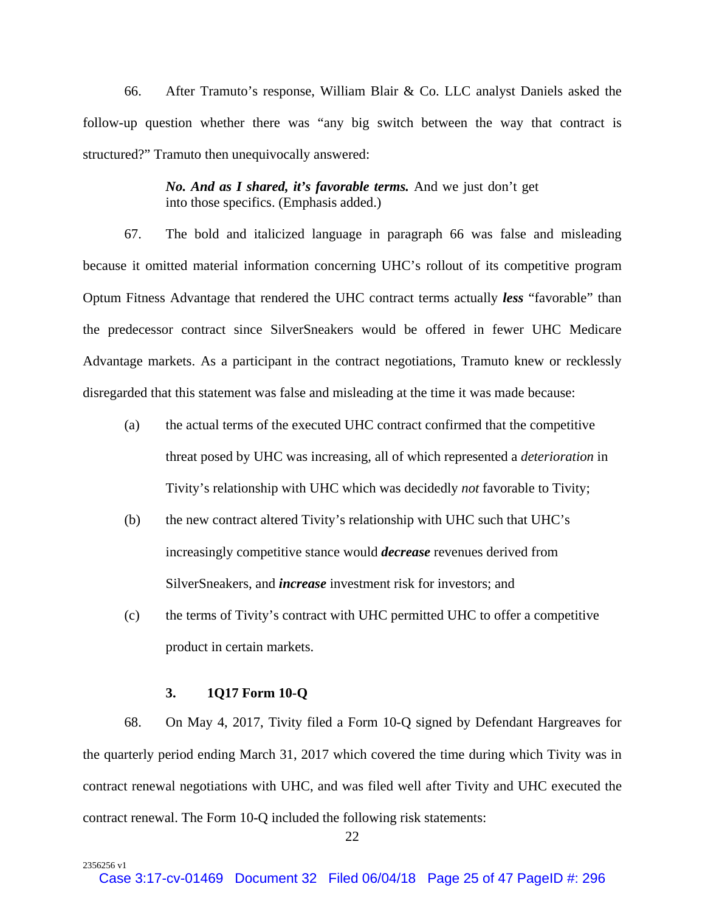66. After Tramuto's response, William Blair & Co. LLC analyst Daniels asked the follow-up question whether there was "any big switch between the way that contract is structured?" Tramuto then unequivocally answered:

> ***No. And as I shared, it's favorable terms.*** And we just don't get into those specifics. (Emphasis added.)

67. The bold and italicized language in paragraph 66 was false and misleading because it omitted material information concerning UHC's rollout of its competitive program Optum Fitness Advantage that rendered the UHC contract terms actually ***less*** "favorable" than the predecessor contract since SilverSneakers would be offered in fewer UHC Medicare Advantage markets. As a participant in the contract negotiations, Tramuto knew or recklessly disregarded that this statement was false and misleading at the time it was made because:

(a) the actual terms of the executed UHC contract confirmed that the competitive threat posed by UHC was increasing, all of which represented a *deterioration* in Tivity's relationship with UHC which was decidedly *not* favorable to Tivity;

(b) the new contract altered Tivity's relationship with UHC such that UHC's increasingly competitive stance would ***decrease*** revenues derived from SilverSneakers, and ***increase*** investment risk for investors; and

(c) the terms of Tivity's contract with UHC permitted UHC to offer a competitive product in certain markets.

### 3. 1Q17 Form 10-Q

68. On May 4, 2017, Tivity filed a Form 10-Q signed by Defendant Hargreaves for the quarterly period ending March 31, 2017 which covered the time during which Tivity was in contract renewal negotiations with UHC, and was filed well after Tivity and UHC executed the contract renewal. The Form 10-Q included the following risk statements: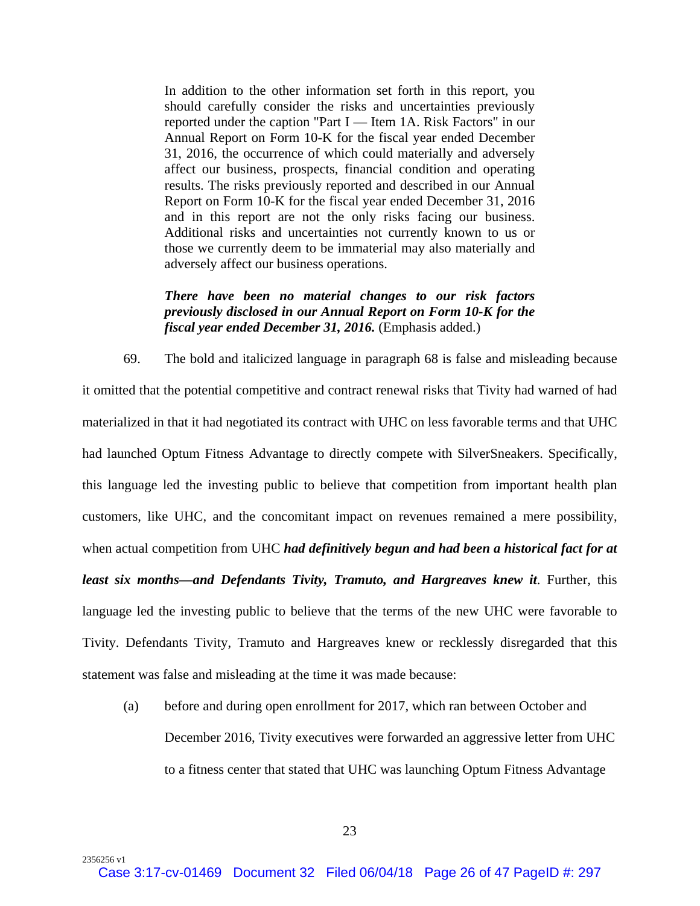> In addition to the other information set forth in this report, you should carefully consider the risks and uncertainties previously reported under the caption "Part I — Item 1A. Risk Factors" in our Annual Report on Form 10-K for the fiscal year ended December 31, 2016, the occurrence of which could materially and adversely affect our business, prospects, financial condition and operating results. The risks previously reported and described in our Annual Report on Form 10-K for the fiscal year ended December 31, 2016 and in this report are not the only risks facing our business. Additional risks and uncertainties not currently known to us or those we currently deem to be immaterial may also materially and adversely affect our business operations.
>
> ***There have been no material changes to our risk factors previously disclosed in our Annual Report on Form 10-K for the fiscal year ended December 31, 2016.*** (Emphasis added.)

69. The bold and italicized language in paragraph 68 is false and misleading because it omitted that the potential competitive and contract renewal risks that Tivity had warned of had materialized in that it had negotiated its contract with UHC on less favorable terms and that UHC had launched Optum Fitness Advantage to directly compete with SilverSneakers. Specifically, this language led the investing public to believe that competition from important health plan customers, like UHC, and the concomitant impact on revenues remained a mere possibility, when actual competition from UHC ***had definitively begun and had been a historical fact for at least six months—and Defendants Tivity, Tramuto, and Hargreaves knew it***. Further, this language led the investing public to believe that the terms of the new UHC were favorable to Tivity. Defendants Tivity, Tramuto and Hargreaves knew or recklessly disregarded that this statement was false and misleading at the time it was made because:

(a) before and during open enrollment for 2017, which ran between October and December 2016, Tivity executives were forwarded an aggressive letter from UHC to a fitness center that stated that UHC was launching Optum Fitness Advantage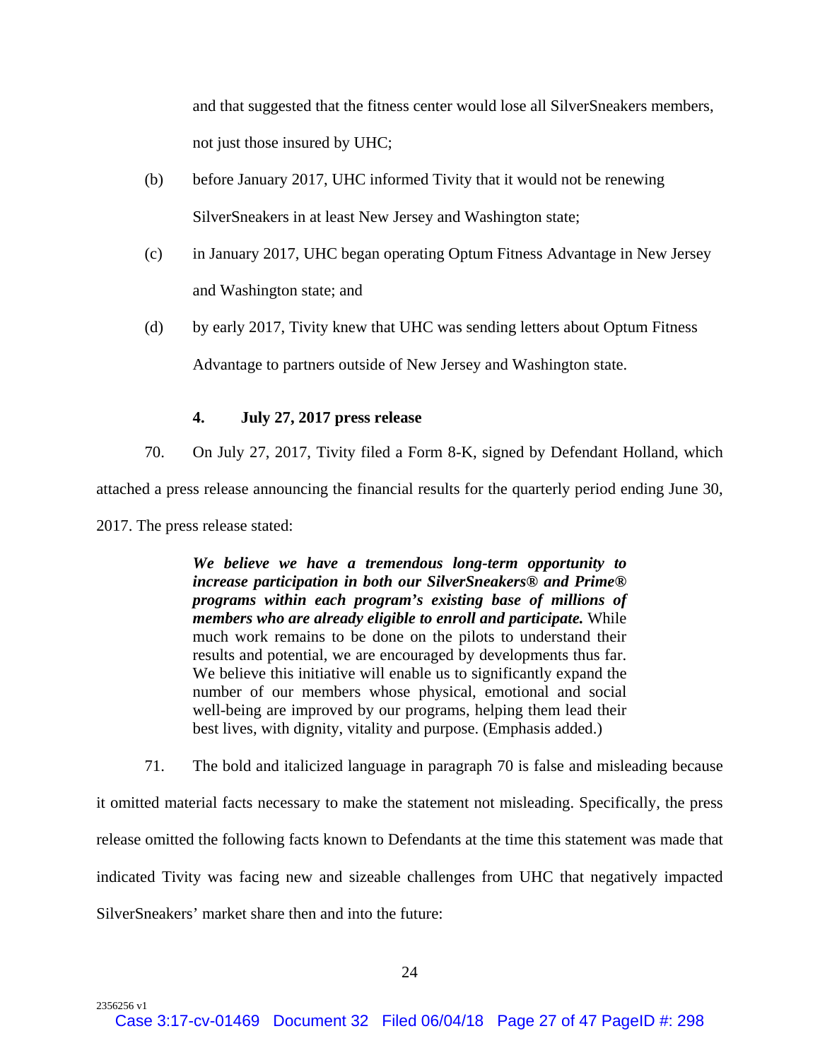and that suggested that the fitness center would lose all SilverSneakers members, not just those insured by UHC;

(b) before January 2017, UHC informed Tivity that it would not be renewing SilverSneakers in at least New Jersey and Washington state;

(c) in January 2017, UHC began operating Optum Fitness Advantage in New Jersey and Washington state; and

(d) by early 2017, Tivity knew that UHC was sending letters about Optum Fitness Advantage to partners outside of New Jersey and Washington state.

#### 4. July 27, 2017 press release

70. On July 27, 2017, Tivity filed a Form 8-K, signed by Defendant Holland, which attached a press release announcing the financial results for the quarterly period ending June 30, 2017. The press release stated:

> ***We believe we have a tremendous long-term opportunity to increase participation in both our SilverSneakers® and Prime® programs within each program's existing base of millions of members who are already eligible to enroll and participate.*** While much work remains to be done on the pilots to understand their results and potential, we are encouraged by developments thus far. We believe this initiative will enable us to significantly expand the number of our members whose physical, emotional and social well-being are improved by our programs, helping them lead their best lives, with dignity, vitality and purpose. (Emphasis added.)

71. The bold and italicized language in paragraph 70 is false and misleading because it omitted material facts necessary to make the statement not misleading. Specifically, the press release omitted the following facts known to Defendants at the time this statement was made that indicated Tivity was facing new and sizeable challenges from UHC that negatively impacted SilverSneakers' market share then and into the future: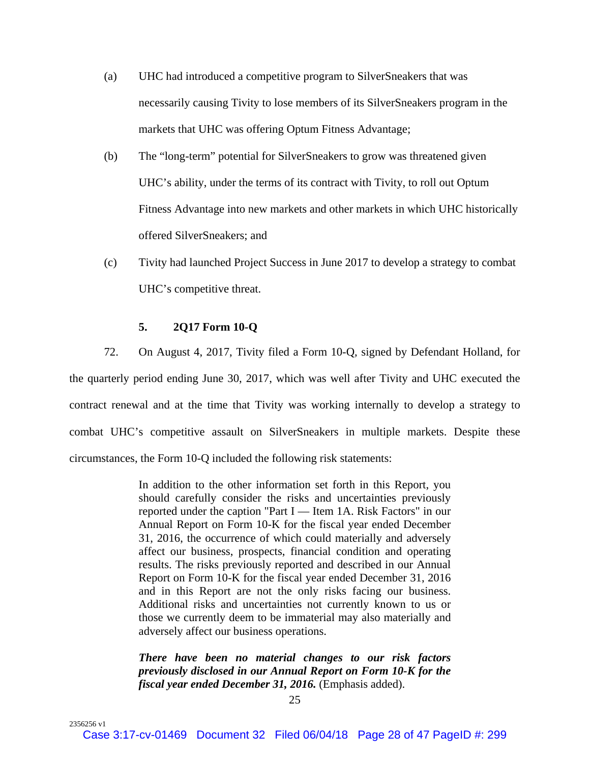(a) UHC had introduced a competitive program to SilverSneakers that was necessarily causing Tivity to lose members of its SilverSneakers program in the markets that UHC was offering Optum Fitness Advantage;

(b) The "long-term" potential for SilverSneakers to grow was threatened given UHC's ability, under the terms of its contract with Tivity, to roll out Optum Fitness Advantage into new markets and other markets in which UHC historically offered SilverSneakers; and

(c) Tivity had launched Project Success in June 2017 to develop a strategy to combat UHC's competitive threat.

### 5. 2Q17 Form 10-Q

72. On August 4, 2017, Tivity filed a Form 10-Q, signed by Defendant Holland, for the quarterly period ending June 30, 2017, which was well after Tivity and UHC executed the contract renewal and at the time that Tivity was working internally to develop a strategy to combat UHC's competitive assault on SilverSneakers in multiple markets. Despite these circumstances, the Form 10-Q included the following risk statements:

> In addition to the other information set forth in this Report, you should carefully consider the risks and uncertainties previously reported under the caption "Part I — Item 1A. Risk Factors" in our Annual Report on Form 10-K for the fiscal year ended December 31, 2016, the occurrence of which could materially and adversely affect our business, prospects, financial condition and operating results. The risks previously reported and described in our Annual Report on Form 10-K for the fiscal year ended December 31, 2016 and in this Report are not the only risks facing our business. Additional risks and uncertainties not currently known to us or those we currently deem to be immaterial may also materially and adversely affect our business operations.
>
> ***There have been no material changes to our risk factors previously disclosed in our Annual Report on Form 10-K for the fiscal year ended December 31, 2016.*** (Emphasis added).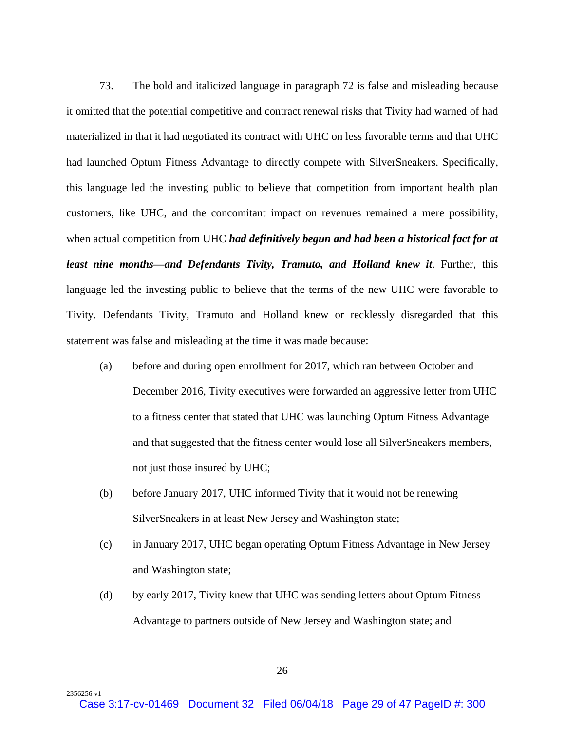73. The bold and italicized language in paragraph 72 is false and misleading because it omitted that the potential competitive and contract renewal risks that Tivity had warned of had materialized in that it had negotiated its contract with UHC on less favorable terms and that UHC had launched Optum Fitness Advantage to directly compete with SilverSneakers. Specifically, this language led the investing public to believe that competition from important health plan customers, like UHC, and the concomitant impact on revenues remained a mere possibility, when actual competition from UHC ***had definitively begun and had been a historical fact for at least nine months—and Defendants Tivity, Tramuto, and Holland knew it***. Further, this language led the investing public to believe that the terms of the new UHC were favorable to Tivity. Defendants Tivity, Tramuto and Holland knew or recklessly disregarded that this statement was false and misleading at the time it was made because:

(a) before and during open enrollment for 2017, which ran between October and December 2016, Tivity executives were forwarded an aggressive letter from UHC to a fitness center that stated that UHC was launching Optum Fitness Advantage and that suggested that the fitness center would lose all SilverSneakers members, not just those insured by UHC;

(b) before January 2017, UHC informed Tivity that it would not be renewing SilverSneakers in at least New Jersey and Washington state;

(c) in January 2017, UHC began operating Optum Fitness Advantage in New Jersey and Washington state;

(d) by early 2017, Tivity knew that UHC was sending letters about Optum Fitness Advantage to partners outside of New Jersey and Washington state; and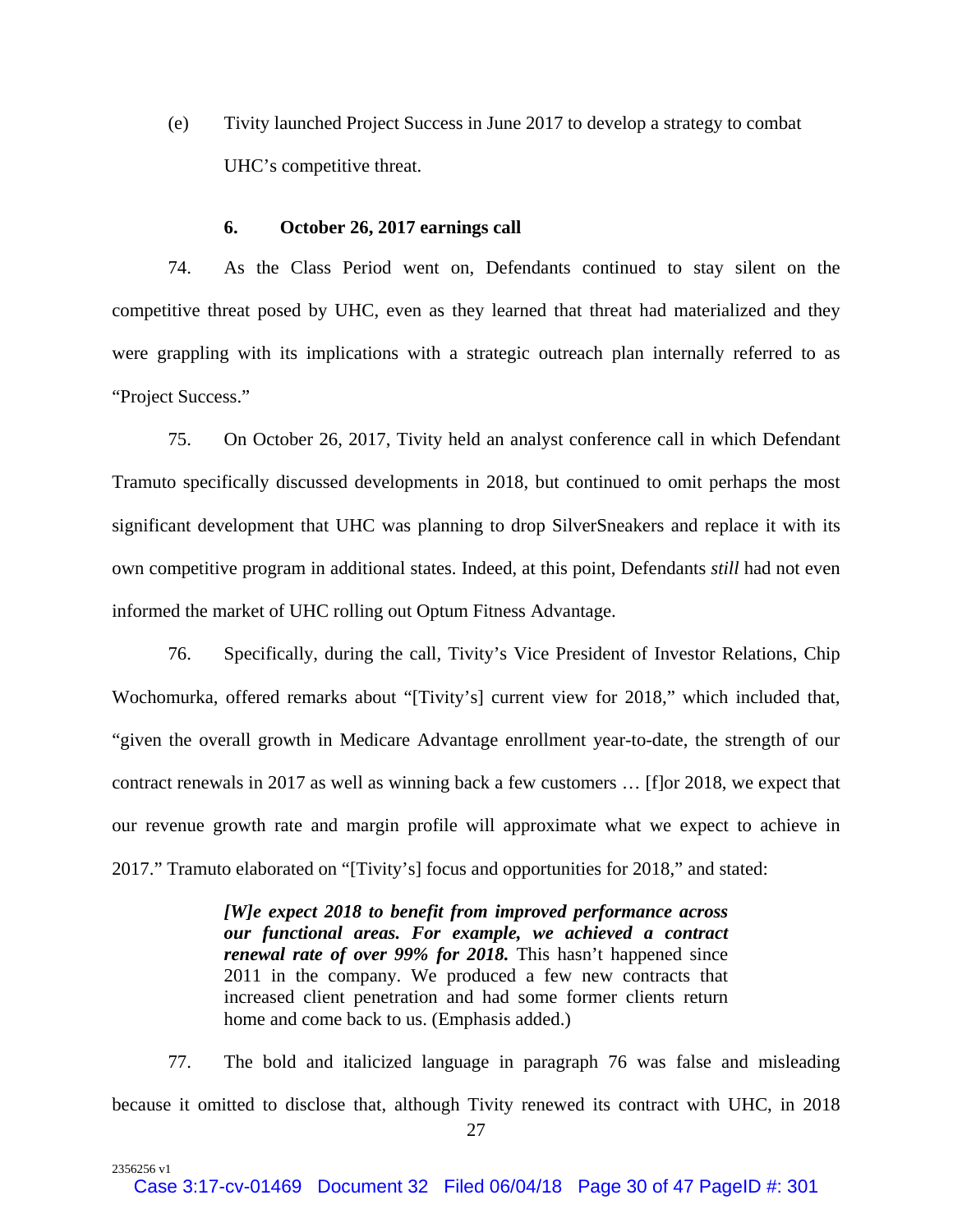(e) Tivity launched Project Success in June 2017 to develop a strategy to combat UHC's competitive threat.

### 6. October 26, 2017 earnings call

74. As the Class Period went on, Defendants continued to stay silent on the competitive threat posed by UHC, even as they learned that threat had materialized and they were grappling with its implications with a strategic outreach plan internally referred to as "Project Success."

75. On October 26, 2017, Tivity held an analyst conference call in which Defendant Tramuto specifically discussed developments in 2018, but continued to omit perhaps the most significant development that UHC was planning to drop SilverSneakers and replace it with its own competitive program in additional states. Indeed, at this point, Defendants *still* had not even informed the market of UHC rolling out Optum Fitness Advantage.

76. Specifically, during the call, Tivity's Vice President of Investor Relations, Chip Wochomurka, offered remarks about "[Tivity's] current view for 2018," which included that, "given the overall growth in Medicare Advantage enrollment year-to-date, the strength of our contract renewals in 2017 as well as winning back a few customers … [f]or 2018, we expect that our revenue growth rate and margin profile will approximate what we expect to achieve in 2017." Tramuto elaborated on "[Tivity's] focus and opportunities for 2018," and stated:

> ***[W]e expect 2018 to benefit from improved performance across our functional areas. For example, we achieved a contract renewal rate of over 99% for 2018.*** This hasn't happened since 2011 in the company. We produced a few new contracts that increased client penetration and had some former clients return home and come back to us. (Emphasis added.)

77. The bold and italicized language in paragraph 76 was false and misleading because it omitted to disclose that, although Tivity renewed its contract with UHC, in 2018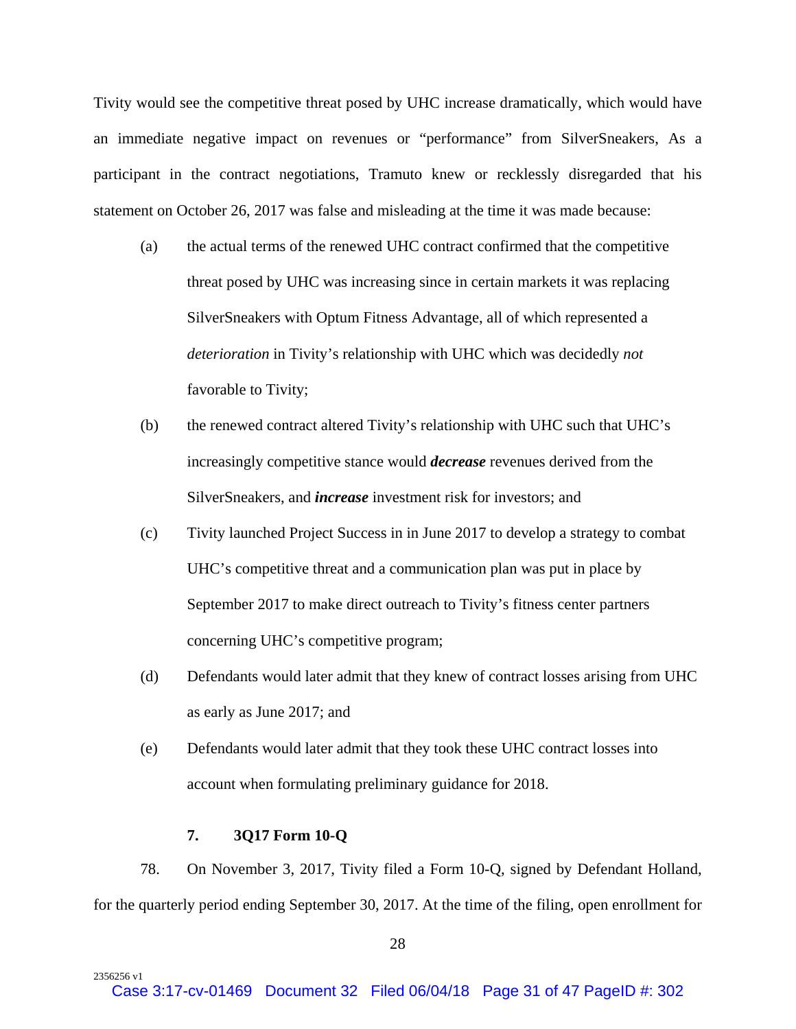Tivity would see the competitive threat posed by UHC increase dramatically, which would have an immediate negative impact on revenues or "performance" from SilverSneakers, As a participant in the contract negotiations, Tramuto knew or recklessly disregarded that his statement on October 26, 2017 was false and misleading at the time it was made because:

(a) the actual terms of the renewed UHC contract confirmed that the competitive threat posed by UHC was increasing since in certain markets it was replacing SilverSneakers with Optum Fitness Advantage, all of which represented a *deterioration* in Tivity's relationship with UHC which was decidedly *not* favorable to Tivity;

(b) the renewed contract altered Tivity's relationship with UHC such that UHC's increasingly competitive stance would ***decrease*** revenues derived from the SilverSneakers, and ***increase*** investment risk for investors; and

(c) Tivity launched Project Success in in June 2017 to develop a strategy to combat UHC's competitive threat and a communication plan was put in place by September 2017 to make direct outreach to Tivity's fitness center partners concerning UHC's competitive program;

(d) Defendants would later admit that they knew of contract losses arising from UHC as early as June 2017; and

(e) Defendants would later admit that they took these UHC contract losses into account when formulating preliminary guidance for 2018.

**7. 3Q17 Form 10-Q**

78. On November 3, 2017, Tivity filed a Form 10-Q, signed by Defendant Holland, for the quarterly period ending September 30, 2017. At the time of the filing, open enrollment for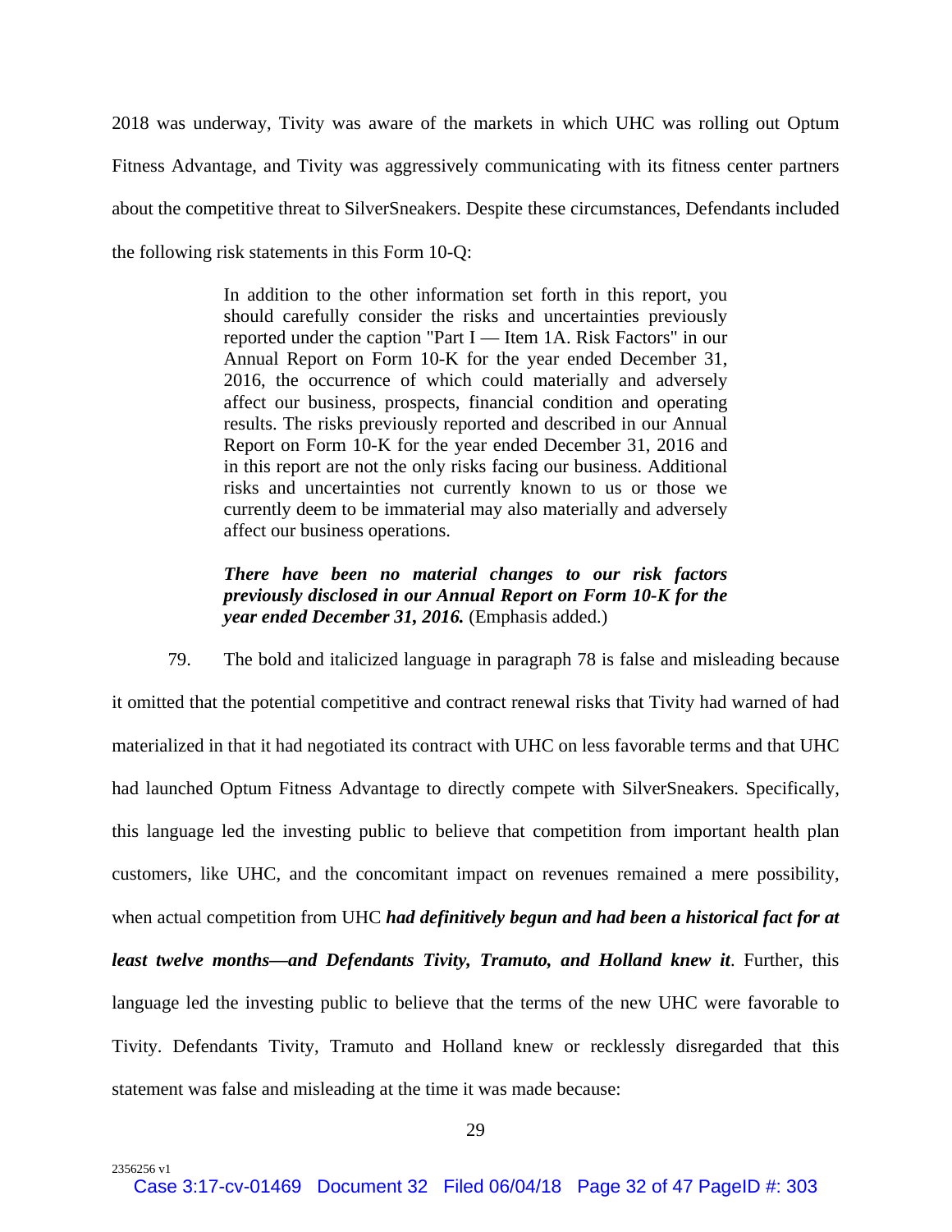2018 was underway, Tivity was aware of the markets in which UHC was rolling out Optum Fitness Advantage, and Tivity was aggressively communicating with its fitness center partners about the competitive threat to SilverSneakers. Despite these circumstances, Defendants included the following risk statements in this Form 10-Q:

> In addition to the other information set forth in this report, you should carefully consider the risks and uncertainties previously reported under the caption "Part I — Item 1A. Risk Factors" in our Annual Report on Form 10-K for the year ended December 31, 2016, the occurrence of which could materially and adversely affect our business, prospects, financial condition and operating results. The risks previously reported and described in our Annual Report on Form 10-K for the year ended December 31, 2016 and in this report are not the only risks facing our business. Additional risks and uncertainties not currently known to us or those we currently deem to be immaterial may also materially and adversely affect our business operations.
>
> ***There have been no material changes to our risk factors previously disclosed in our Annual Report on Form 10-K for the year ended December 31, 2016.*** (Emphasis added.)

79. The bold and italicized language in paragraph 78 is false and misleading because it omitted that the potential competitive and contract renewal risks that Tivity had warned of had materialized in that it had negotiated its contract with UHC on less favorable terms and that UHC had launched Optum Fitness Advantage to directly compete with SilverSneakers. Specifically, this language led the investing public to believe that competition from important health plan customers, like UHC, and the concomitant impact on revenues remained a mere possibility, when actual competition from UHC ***had definitively begun and had been a historical fact for at least twelve months—and Defendants Tivity, Tramuto, and Holland knew it***. Further, this language led the investing public to believe that the terms of the new UHC were favorable to Tivity. Defendants Tivity, Tramuto and Holland knew or recklessly disregarded that this statement was false and misleading at the time it was made because: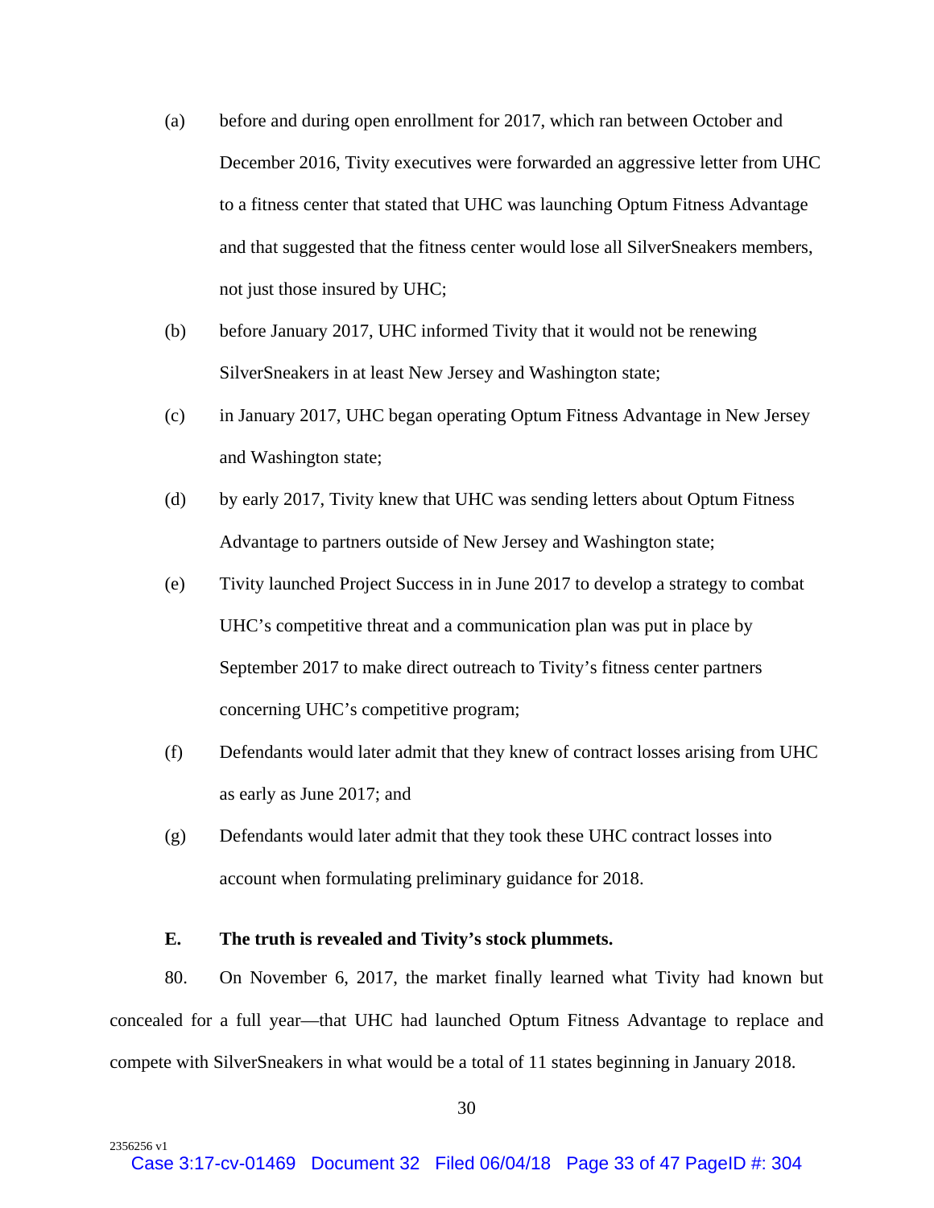(a) before and during open enrollment for 2017, which ran between October and December 2016, Tivity executives were forwarded an aggressive letter from UHC to a fitness center that stated that UHC was launching Optum Fitness Advantage and that suggested that the fitness center would lose all SilverSneakers members, not just those insured by UHC;

(b) before January 2017, UHC informed Tivity that it would not be renewing SilverSneakers in at least New Jersey and Washington state;

(c) in January 2017, UHC began operating Optum Fitness Advantage in New Jersey and Washington state;

(d) by early 2017, Tivity knew that UHC was sending letters about Optum Fitness Advantage to partners outside of New Jersey and Washington state;

(e) Tivity launched Project Success in in June 2017 to develop a strategy to combat UHC's competitive threat and a communication plan was put in place by September 2017 to make direct outreach to Tivity's fitness center partners concerning UHC's competitive program;

(f) Defendants would later admit that they knew of contract losses arising from UHC as early as June 2017; and

(g) Defendants would later admit that they took these UHC contract losses into account when formulating preliminary guidance for 2018.

**E. The truth is revealed and Tivity's stock plummets.**

80. On November 6, 2017, the market finally learned what Tivity had known but concealed for a full year—that UHC had launched Optum Fitness Advantage to replace and compete with SilverSneakers in what would be a total of 11 states beginning in January 2018.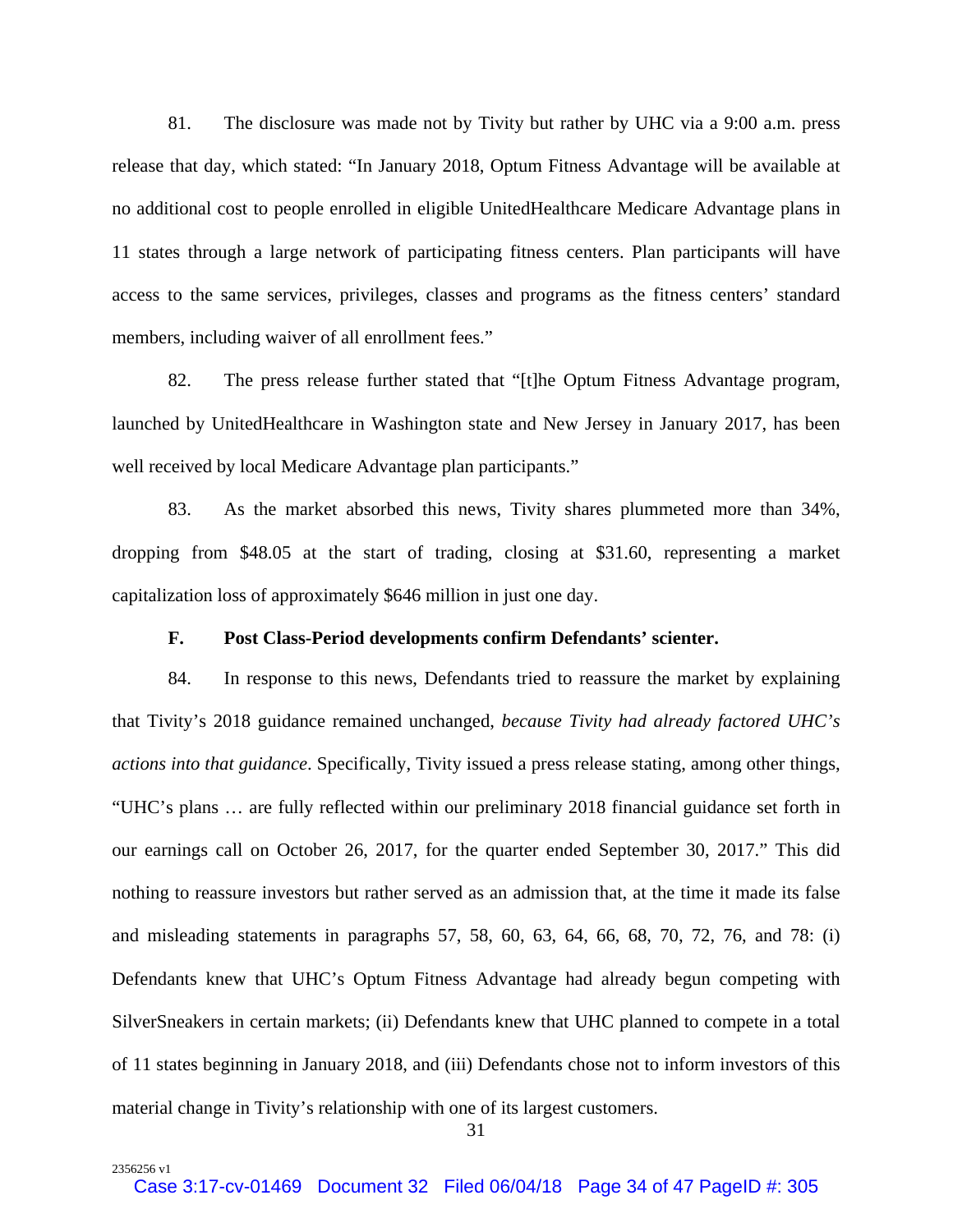81. The disclosure was made not by Tivity but rather by UHC via a 9:00 a.m. press release that day, which stated: "In January 2018, Optum Fitness Advantage will be available at no additional cost to people enrolled in eligible UnitedHealthcare Medicare Advantage plans in 11 states through a large network of participating fitness centers. Plan participants will have access to the same services, privileges, classes and programs as the fitness centers' standard members, including waiver of all enrollment fees."

82. The press release further stated that "[t]he Optum Fitness Advantage program, launched by UnitedHealthcare in Washington state and New Jersey in January 2017, has been well received by local Medicare Advantage plan participants."

83. As the market absorbed this news, Tivity shares plummeted more than 34%, dropping from $48.05 at the start of trading, closing at $31.60, representing a market capitalization loss of approximately $646 million in just one day.

**F. Post Class-Period developments confirm Defendants' scienter.**

84. In response to this news, Defendants tried to reassure the market by explaining that Tivity's 2018 guidance remained unchanged, *because Tivity had already factored UHC's actions into that guidance*. Specifically, Tivity issued a press release stating, among other things, "UHC's plans … are fully reflected within our preliminary 2018 financial guidance set forth in our earnings call on October 26, 2017, for the quarter ended September 30, 2017." This did nothing to reassure investors but rather served as an admission that, at the time it made its false and misleading statements in paragraphs 57, 58, 60, 63, 64, 66, 68, 70, 72, 76, and 78: (i) Defendants knew that UHC's Optum Fitness Advantage had already begun competing with SilverSneakers in certain markets; (ii) Defendants knew that UHC planned to compete in a total of 11 states beginning in January 2018, and (iii) Defendants chose not to inform investors of this material change in Tivity's relationship with one of its largest customers.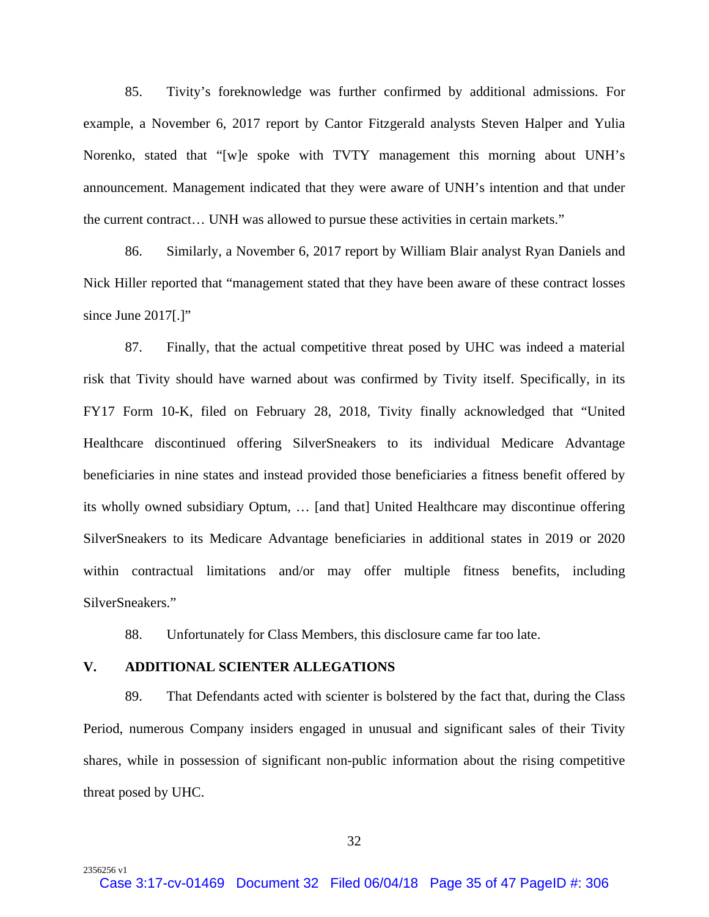85. Tivity's foreknowledge was further confirmed by additional admissions. For example, a November 6, 2017 report by Cantor Fitzgerald analysts Steven Halper and Yulia Norenko, stated that "[w]e spoke with TVTY management this morning about UNH's announcement. Management indicated that they were aware of UNH's intention and that under the current contract… UNH was allowed to pursue these activities in certain markets."

86. Similarly, a November 6, 2017 report by William Blair analyst Ryan Daniels and Nick Hiller reported that "management stated that they have been aware of these contract losses since June 2017[.]"

87. Finally, that the actual competitive threat posed by UHC was indeed a material risk that Tivity should have warned about was confirmed by Tivity itself. Specifically, in its FY17 Form 10-K, filed on February 28, 2018, Tivity finally acknowledged that "United Healthcare discontinued offering SilverSneakers to its individual Medicare Advantage beneficiaries in nine states and instead provided those beneficiaries a fitness benefit offered by its wholly owned subsidiary Optum, … [and that] United Healthcare may discontinue offering SilverSneakers to its Medicare Advantage beneficiaries in additional states in 2019 or 2020 within contractual limitations and/or may offer multiple fitness benefits, including SilverSneakers."

88. Unfortunately for Class Members, this disclosure came far too late.

## V. ADDITIONAL SCIENTER ALLEGATIONS

89. That Defendants acted with scienter is bolstered by the fact that, during the Class Period, numerous Company insiders engaged in unusual and significant sales of their Tivity shares, while in possession of significant non-public information about the rising competitive threat posed by UHC.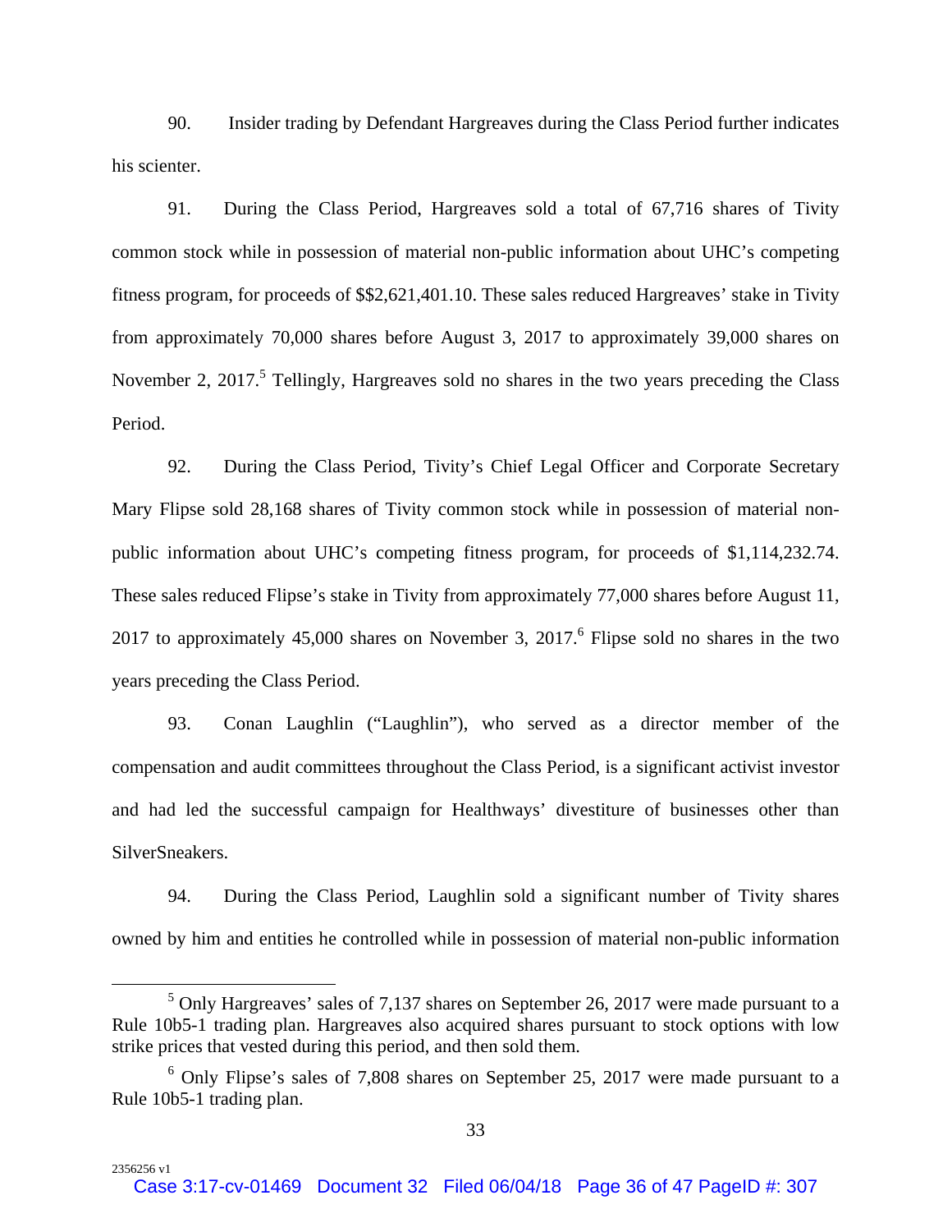90. Insider trading by Defendant Hargreaves during the Class Period further indicates his scienter.

91. During the Class Period, Hargreaves sold a total of 67,716 shares of Tivity common stock while in possession of material non-public information about UHC's competing fitness program, for proceeds of $$2,621,401.10. These sales reduced Hargreaves' stake in Tivity from approximately 70,000 shares before August 3, 2017 to approximately 39,000 shares on November 2, 2017.[5] Tellingly, Hargreaves sold no shares in the two years preceding the Class Period.

92. During the Class Period, Tivity's Chief Legal Officer and Corporate Secretary Mary Flipse sold 28,168 shares of Tivity common stock while in possession of material non-public information about UHC's competing fitness program, for proceeds of $1,114,232.74. These sales reduced Flipse's stake in Tivity from approximately 77,000 shares before August 11, 2017 to approximately 45,000 shares on November 3, 2017.[6] Flipse sold no shares in the two years preceding the Class Period.

93. Conan Laughlin ("Laughlin"), who served as a director member of the compensation and audit committees throughout the Class Period, is a significant activist investor and had led the successful campaign for Healthways' divestiture of businesses other than SilverSneakers.

94. During the Class Period, Laughlin sold a significant number of Tivity shares owned by him and entities he controlled while in possession of material non-public information

---

[5] Only Hargreaves' sales of 7,137 shares on September 26, 2017 were made pursuant to a Rule 10b5-1 trading plan. Hargreaves also acquired shares pursuant to stock options with low strike prices that vested during this period, and then sold them.

[6] Only Flipse's sales of 7,808 shares on September 25, 2017 were made pursuant to a Rule 10b5-1 trading plan.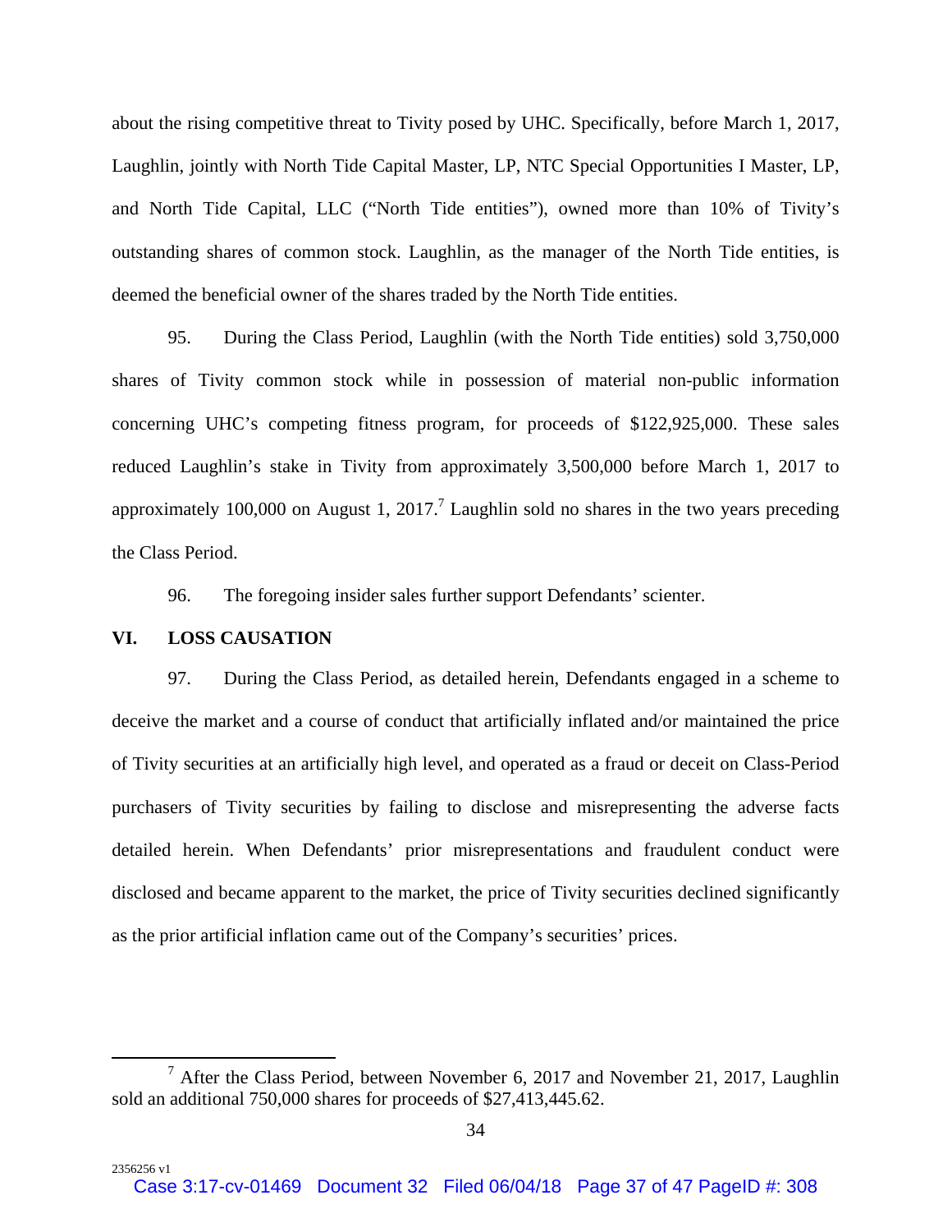about the rising competitive threat to Tivity posed by UHC. Specifically, before March 1, 2017, Laughlin, jointly with North Tide Capital Master, LP, NTC Special Opportunities I Master, LP, and North Tide Capital, LLC ("North Tide entities"), owned more than 10% of Tivity's outstanding shares of common stock. Laughlin, as the manager of the North Tide entities, is deemed the beneficial owner of the shares traded by the North Tide entities.

95. During the Class Period, Laughlin (with the North Tide entities) sold 3,750,000 shares of Tivity common stock while in possession of material non-public information concerning UHC's competing fitness program, for proceeds of $122,925,000. These sales reduced Laughlin's stake in Tivity from approximately 3,500,000 before March 1, 2017 to approximately 100,000 on August 1, 2017.[7] Laughlin sold no shares in the two years preceding the Class Period.

96. The foregoing insider sales further support Defendants' scienter.

## VI. LOSS CAUSATION

97. During the Class Period, as detailed herein, Defendants engaged in a scheme to deceive the market and a course of conduct that artificially inflated and/or maintained the price of Tivity securities at an artificially high level, and operated as a fraud or deceit on Class-Period purchasers of Tivity securities by failing to disclose and misrepresenting the adverse facts detailed herein. When Defendants' prior misrepresentations and fraudulent conduct were disclosed and became apparent to the market, the price of Tivity securities declined significantly as the prior artificial inflation came out of the Company's securities' prices.

[7] After the Class Period, between November 6, 2017 and November 21, 2017, Laughlin sold an additional 750,000 shares for proceeds of $27,413,445.62.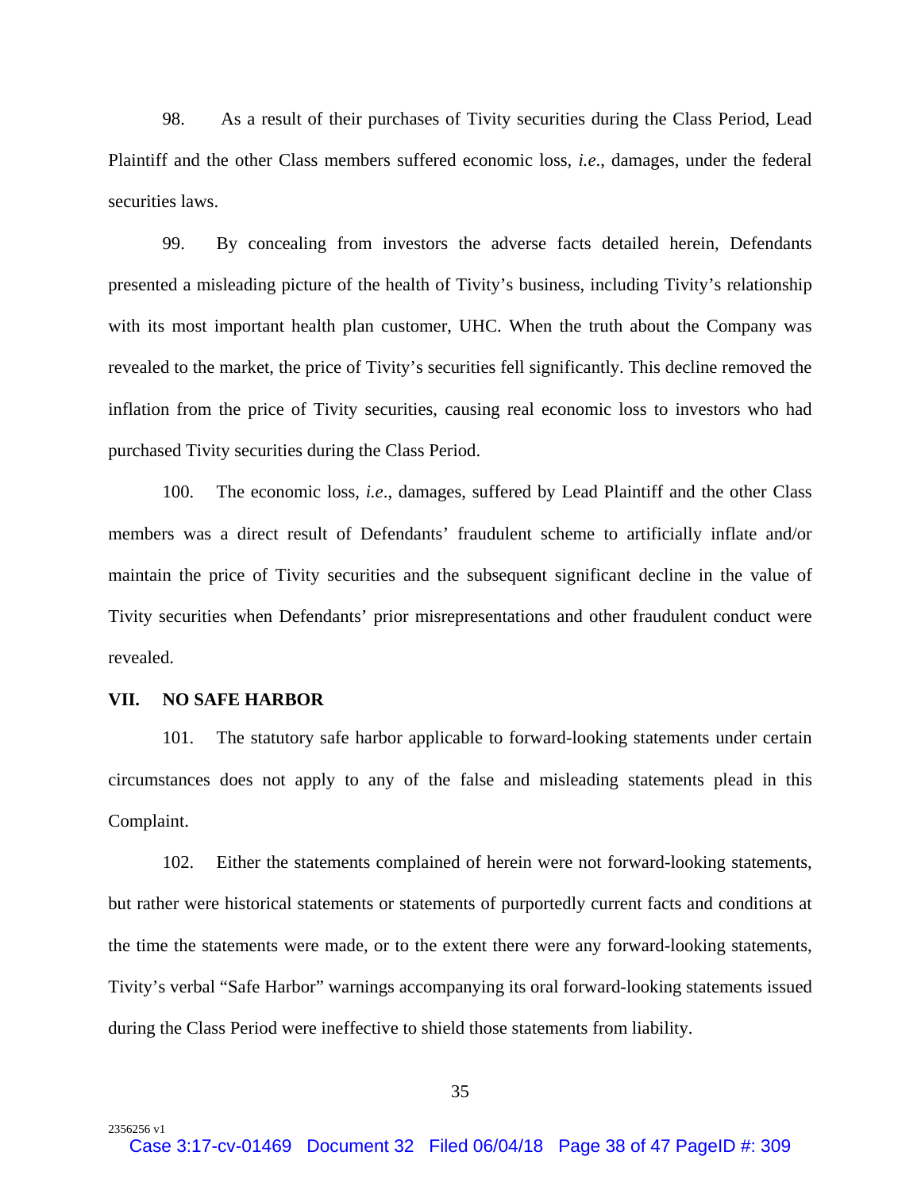98. As a result of their purchases of Tivity securities during the Class Period, Lead Plaintiff and the other Class members suffered economic loss, *i.e*., damages, under the federal securities laws.

99. By concealing from investors the adverse facts detailed herein, Defendants presented a misleading picture of the health of Tivity's business, including Tivity's relationship with its most important health plan customer, UHC. When the truth about the Company was revealed to the market, the price of Tivity's securities fell significantly. This decline removed the inflation from the price of Tivity securities, causing real economic loss to investors who had purchased Tivity securities during the Class Period.

100. The economic loss, *i.e*., damages, suffered by Lead Plaintiff and the other Class members was a direct result of Defendants' fraudulent scheme to artificially inflate and/or maintain the price of Tivity securities and the subsequent significant decline in the value of Tivity securities when Defendants' prior misrepresentations and other fraudulent conduct were revealed.

## VII. NO SAFE HARBOR

101. The statutory safe harbor applicable to forward-looking statements under certain circumstances does not apply to any of the false and misleading statements plead in this Complaint.

102. Either the statements complained of herein were not forward-looking statements, but rather were historical statements or statements of purportedly current facts and conditions at the time the statements were made, or to the extent there were any forward-looking statements, Tivity's verbal "Safe Harbor" warnings accompanying its oral forward-looking statements issued during the Class Period were ineffective to shield those statements from liability.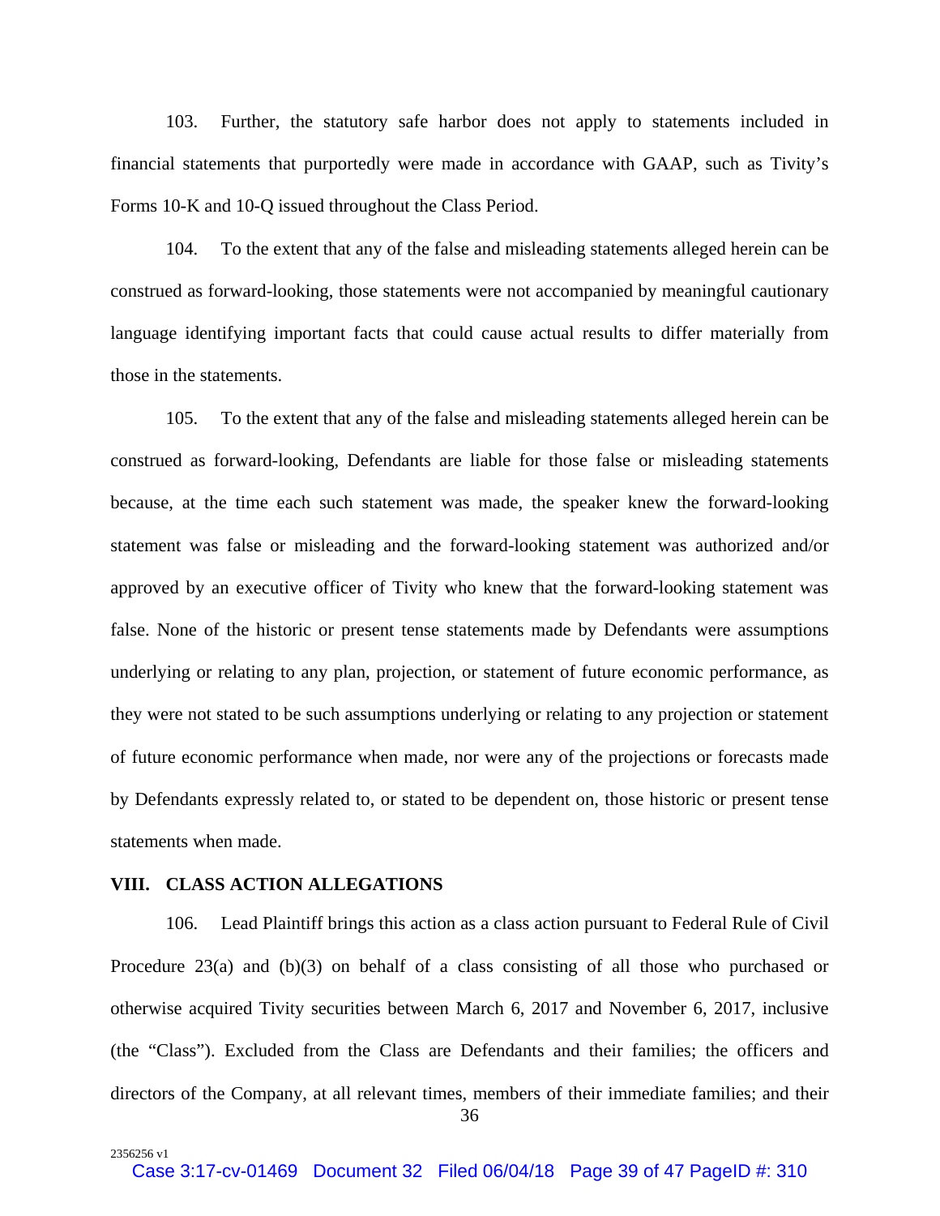103. Further, the statutory safe harbor does not apply to statements included in financial statements that purportedly were made in accordance with GAAP, such as Tivity's Forms 10-K and 10-Q issued throughout the Class Period.

104. To the extent that any of the false and misleading statements alleged herein can be construed as forward-looking, those statements were not accompanied by meaningful cautionary language identifying important facts that could cause actual results to differ materially from those in the statements.

105. To the extent that any of the false and misleading statements alleged herein can be construed as forward-looking, Defendants are liable for those false or misleading statements because, at the time each such statement was made, the speaker knew the forward-looking statement was false or misleading and the forward-looking statement was authorized and/or approved by an executive officer of Tivity who knew that the forward-looking statement was false. None of the historic or present tense statements made by Defendants were assumptions underlying or relating to any plan, projection, or statement of future economic performance, as they were not stated to be such assumptions underlying or relating to any projection or statement of future economic performance when made, nor were any of the projections or forecasts made by Defendants expressly related to, or stated to be dependent on, those historic or present tense statements when made.

## VIII. CLASS ACTION ALLEGATIONS

106. Lead Plaintiff brings this action as a class action pursuant to Federal Rule of Civil Procedure 23(a) and (b)(3) on behalf of a class consisting of all those who purchased or otherwise acquired Tivity securities between March 6, 2017 and November 6, 2017, inclusive (the "Class"). Excluded from the Class are Defendants and their families; the officers and directors of the Company, at all relevant times, members of their immediate families; and their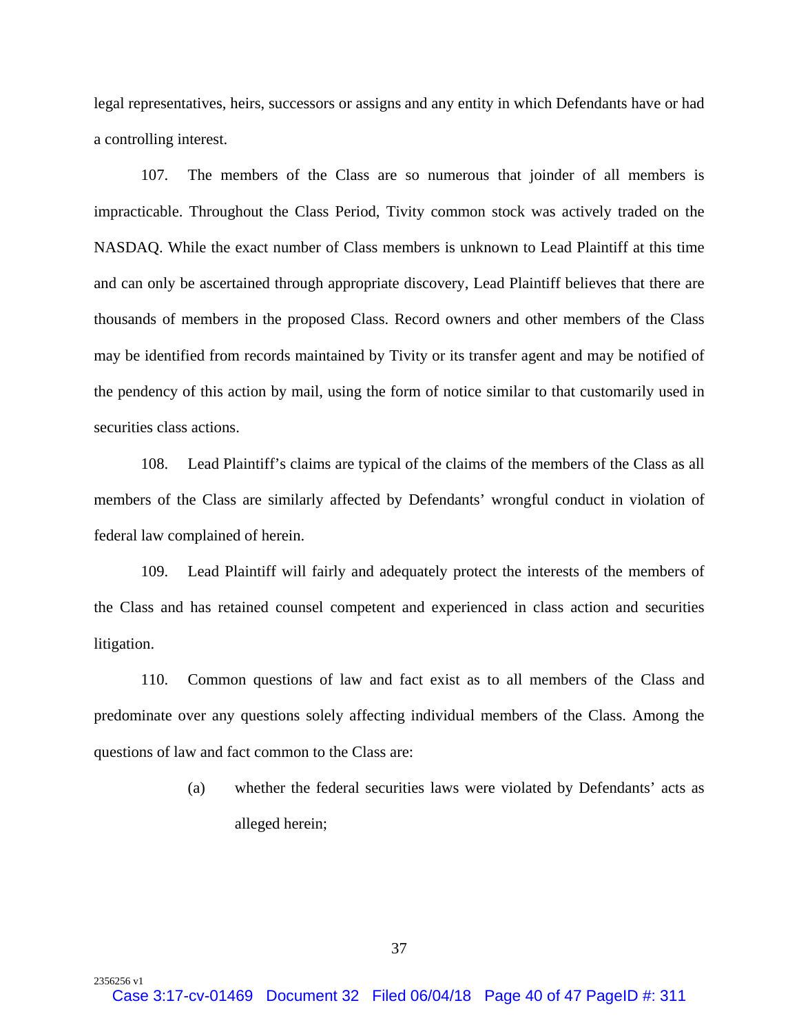legal representatives, heirs, successors or assigns and any entity in which Defendants have or had a controlling interest.

107. The members of the Class are so numerous that joinder of all members is impracticable. Throughout the Class Period, Tivity common stock was actively traded on the NASDAQ. While the exact number of Class members is unknown to Lead Plaintiff at this time and can only be ascertained through appropriate discovery, Lead Plaintiff believes that there are thousands of members in the proposed Class. Record owners and other members of the Class may be identified from records maintained by Tivity or its transfer agent and may be notified of the pendency of this action by mail, using the form of notice similar to that customarily used in securities class actions.

108. Lead Plaintiff's claims are typical of the claims of the members of the Class as all members of the Class are similarly affected by Defendants' wrongful conduct in violation of federal law complained of herein.

109. Lead Plaintiff will fairly and adequately protect the interests of the members of the Class and has retained counsel competent and experienced in class action and securities litigation.

110. Common questions of law and fact exist as to all members of the Class and predominate over any questions solely affecting individual members of the Class. Among the questions of law and fact common to the Class are:

> (a) whether the federal securities laws were violated by Defendants' acts as alleged herein;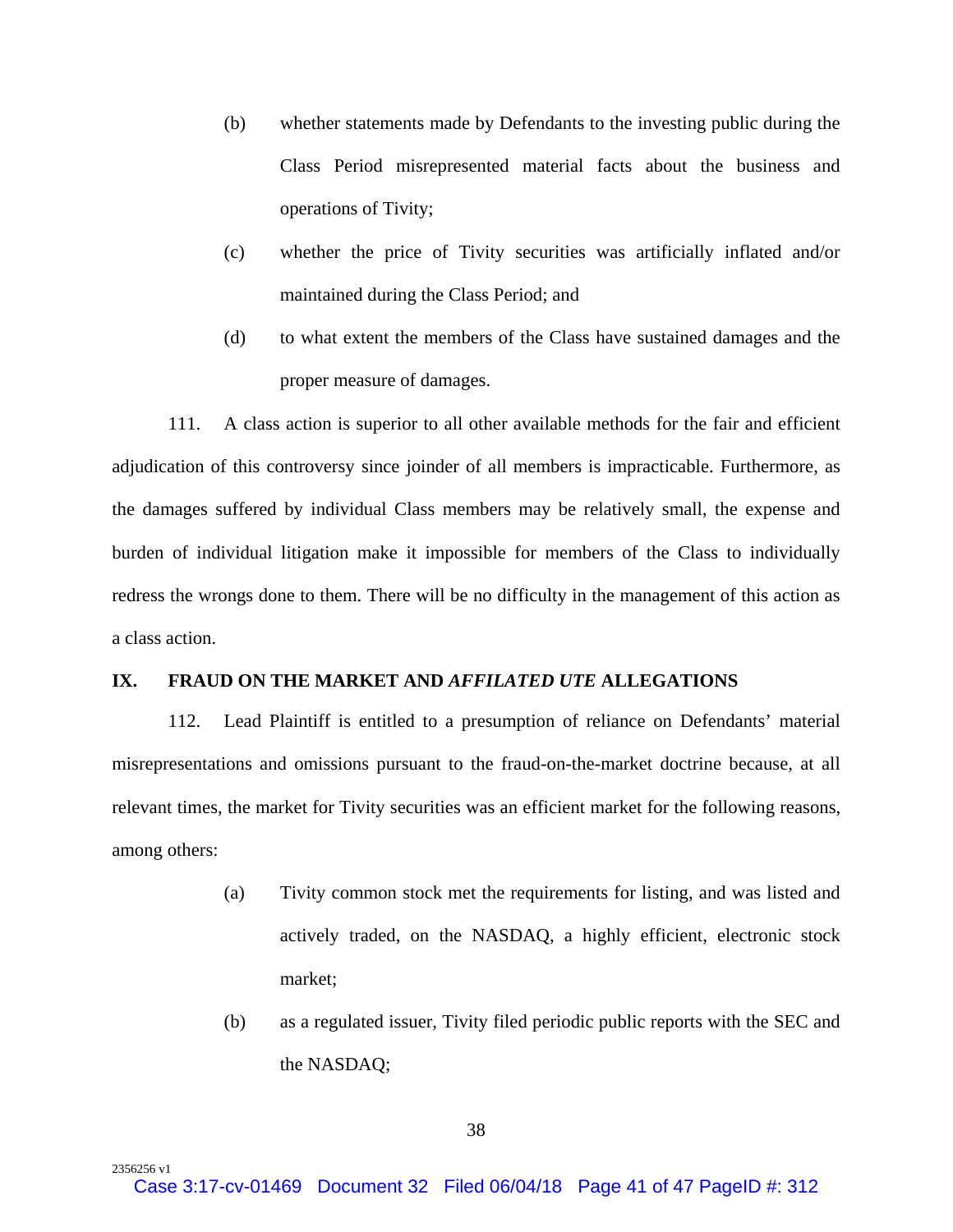(b) whether statements made by Defendants to the investing public during the Class Period misrepresented material facts about the business and operations of Tivity;

(c) whether the price of Tivity securities was artificially inflated and/or maintained during the Class Period; and

(d) to what extent the members of the Class have sustained damages and the proper measure of damages.

111. A class action is superior to all other available methods for the fair and efficient adjudication of this controversy since joinder of all members is impracticable. Furthermore, as the damages suffered by individual Class members may be relatively small, the expense and burden of individual litigation make it impossible for members of the Class to individually redress the wrongs done to them. There will be no difficulty in the management of this action as a class action.

## IX. FRAUD ON THE MARKET AND *AFFILATED UTE* ALLEGATIONS

112. Lead Plaintiff is entitled to a presumption of reliance on Defendants' material misrepresentations and omissions pursuant to the fraud-on-the-market doctrine because, at all relevant times, the market for Tivity securities was an efficient market for the following reasons, among others:

(a) Tivity common stock met the requirements for listing, and was listed and actively traded, on the NASDAQ, a highly efficient, electronic stock market;

(b) as a regulated issuer, Tivity filed periodic public reports with the SEC and the NASDAQ;

2356256 v1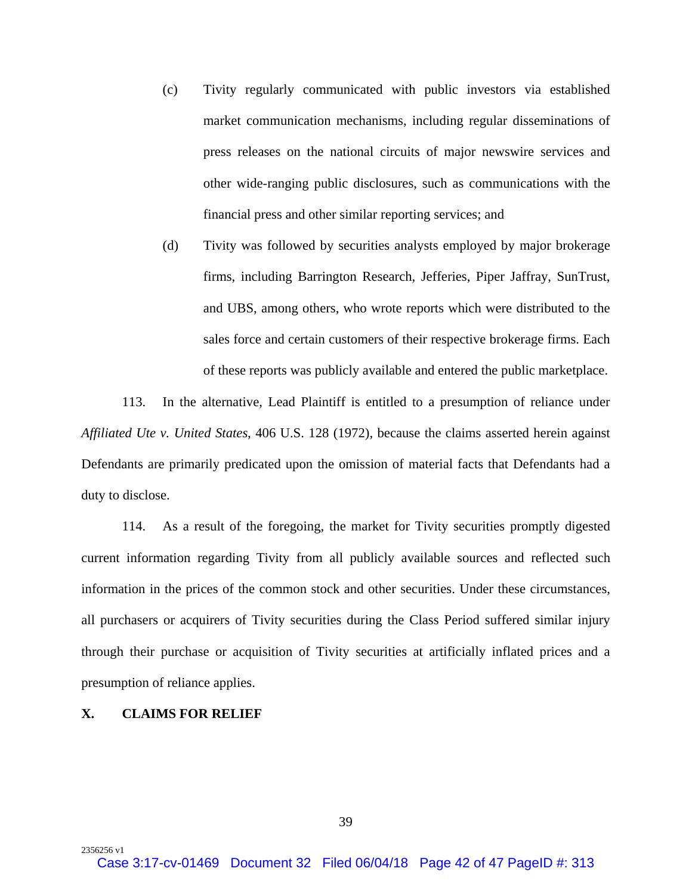(c) Tivity regularly communicated with public investors via established market communication mechanisms, including regular disseminations of press releases on the national circuits of major newswire services and other wide-ranging public disclosures, such as communications with the financial press and other similar reporting services; and

(d) Tivity was followed by securities analysts employed by major brokerage firms, including Barrington Research, Jefferies, Piper Jaffray, SunTrust, and UBS, among others, who wrote reports which were distributed to the sales force and certain customers of their respective brokerage firms. Each of these reports was publicly available and entered the public marketplace.

113. In the alternative, Lead Plaintiff is entitled to a presumption of reliance under *Affiliated Ute v. United States*, 406 U.S. 128 (1972), because the claims asserted herein against Defendants are primarily predicated upon the omission of material facts that Defendants had a duty to disclose.

114. As a result of the foregoing, the market for Tivity securities promptly digested current information regarding Tivity from all publicly available sources and reflected such information in the prices of the common stock and other securities. Under these circumstances, all purchasers or acquirers of Tivity securities during the Class Period suffered similar injury through their purchase or acquisition of Tivity securities at artificially inflated prices and a presumption of reliance applies.

## X. CLAIMS FOR RELIEF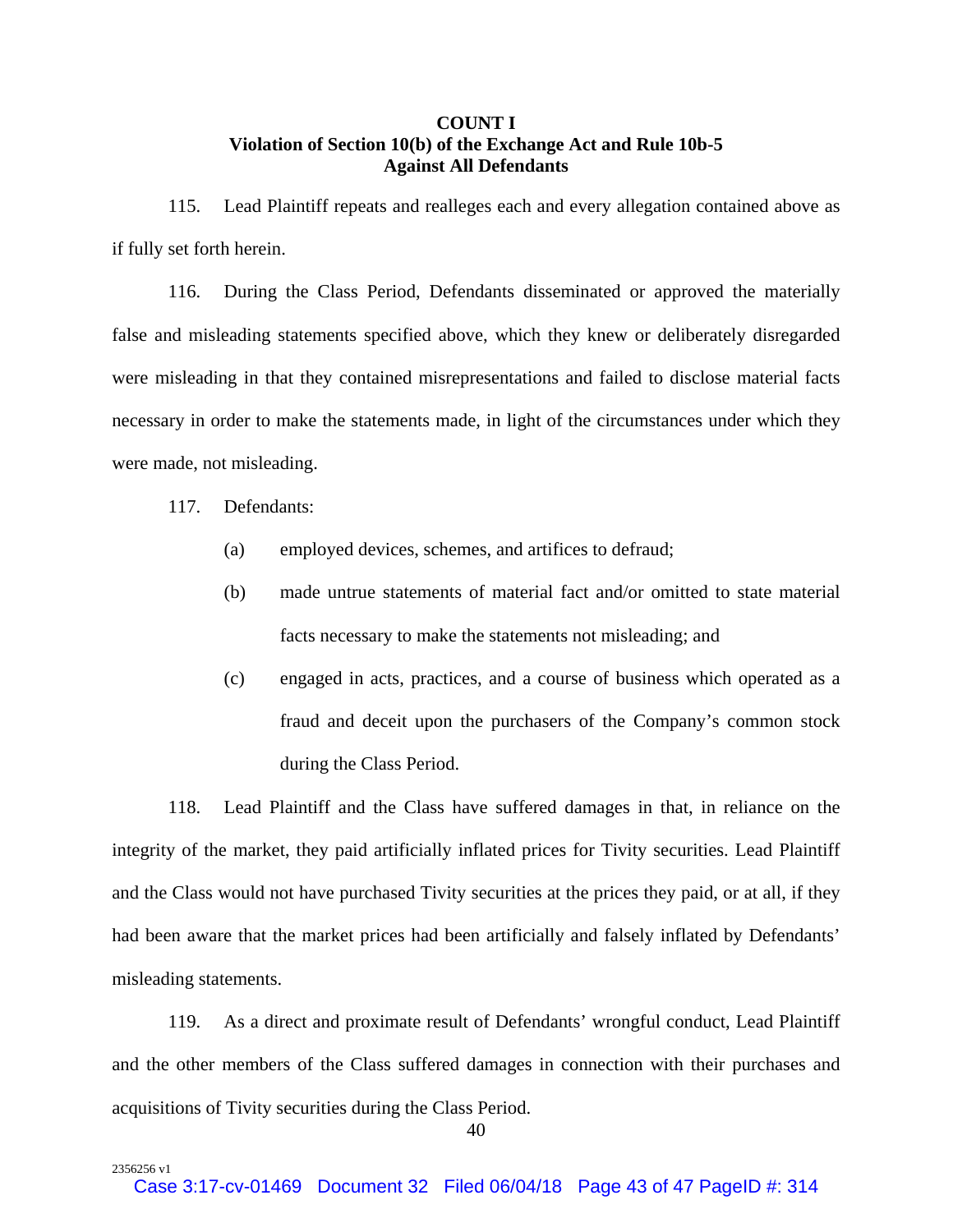**COUNT I**
**Violation of Section 10(b) of the Exchange Act and Rule 10b-5**
**Against All Defendants**

115. Lead Plaintiff repeats and realleges each and every allegation contained above as if fully set forth herein.

116. During the Class Period, Defendants disseminated or approved the materially false and misleading statements specified above, which they knew or deliberately disregarded were misleading in that they contained misrepresentations and failed to disclose material facts necessary in order to make the statements made, in light of the circumstances under which they were made, not misleading.

117. Defendants:

(a) employed devices, schemes, and artifices to defraud;

(b) made untrue statements of material fact and/or omitted to state material facts necessary to make the statements not misleading; and

(c) engaged in acts, practices, and a course of business which operated as a fraud and deceit upon the purchasers of the Company's common stock during the Class Period.

118. Lead Plaintiff and the Class have suffered damages in that, in reliance on the integrity of the market, they paid artificially inflated prices for Tivity securities. Lead Plaintiff and the Class would not have purchased Tivity securities at the prices they paid, or at all, if they had been aware that the market prices had been artificially and falsely inflated by Defendants' misleading statements.

119. As a direct and proximate result of Defendants' wrongful conduct, Lead Plaintiff and the other members of the Class suffered damages in connection with their purchases and acquisitions of Tivity securities during the Class Period.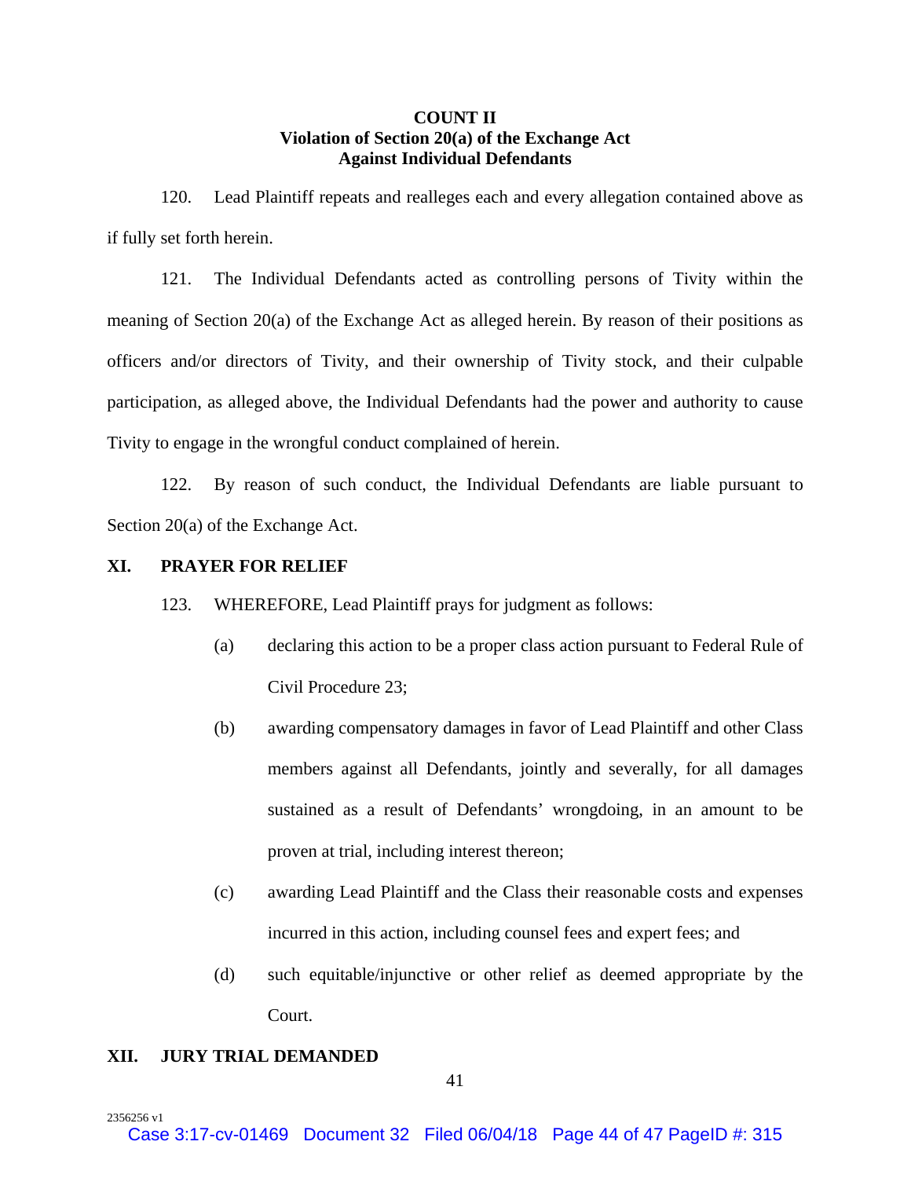**COUNT II**
**Violation of Section 20(a) of the Exchange Act**
**Against Individual Defendants**

120. Lead Plaintiff repeats and realleges each and every allegation contained above as if fully set forth herein.

121. The Individual Defendants acted as controlling persons of Tivity within the meaning of Section 20(a) of the Exchange Act as alleged herein. By reason of their positions as officers and/or directors of Tivity, and their ownership of Tivity stock, and their culpable participation, as alleged above, the Individual Defendants had the power and authority to cause Tivity to engage in the wrongful conduct complained of herein.

122. By reason of such conduct, the Individual Defendants are liable pursuant to Section 20(a) of the Exchange Act.

## XI. PRAYER FOR RELIEF

123. WHEREFORE, Lead Plaintiff prays for judgment as follows:

(a) declaring this action to be a proper class action pursuant to Federal Rule of Civil Procedure 23;

(b) awarding compensatory damages in favor of Lead Plaintiff and other Class members against all Defendants, jointly and severally, for all damages sustained as a result of Defendants' wrongdoing, in an amount to be proven at trial, including interest thereon;

(c) awarding Lead Plaintiff and the Class their reasonable costs and expenses incurred in this action, including counsel fees and expert fees; and

(d) such equitable/injunctive or other relief as deemed appropriate by the Court.

## XII. JURY TRIAL DEMANDED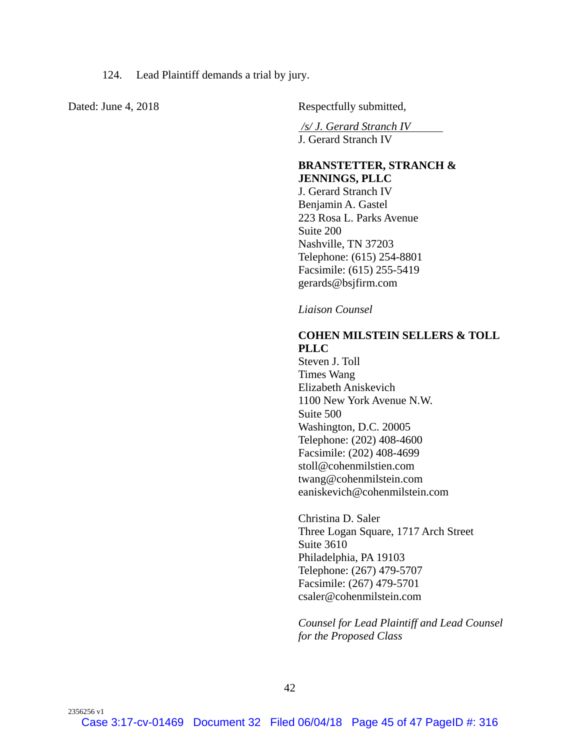124. Lead Plaintiff demands a trial by jury.

Dated: June 4, 2018

Respectfully submitted,

*/s/ J. Gerard Stranch IV*
J. Gerard Stranch IV

**BRANSTETTER, STRANCH & JENNINGS, PLLC**
J. Gerard Stranch IV
Benjamin A. Gastel
223 Rosa L. Parks Avenue
Suite 200
Nashville, TN 37203
Telephone: (615) 254-8801
Facsimile: (615) 255-5419
gerards@bsjfirm.com

*Liaison Counsel*

**COHEN MILSTEIN SELLERS & TOLL PLLC**
Steven J. Toll
Times Wang
Elizabeth Aniskevich
1100 New York Avenue N.W.
Suite 500
Washington, D.C. 20005
Telephone: (202) 408-4600
Facsimile: (202) 408-4699
stoll@cohenmilstien.com
twang@cohenmilstein.com
eaniskevich@cohenmilstein.com

Christina D. Saler
Three Logan Square, 1717 Arch Street
Suite 3610
Philadelphia, PA 19103
Telephone: (267) 479-5707
Facsimile: (267) 479-5701
csaler@cohenmilstein.com

*Counsel for Lead Plaintiff and Lead Counsel for the Proposed Class*

2356256 v1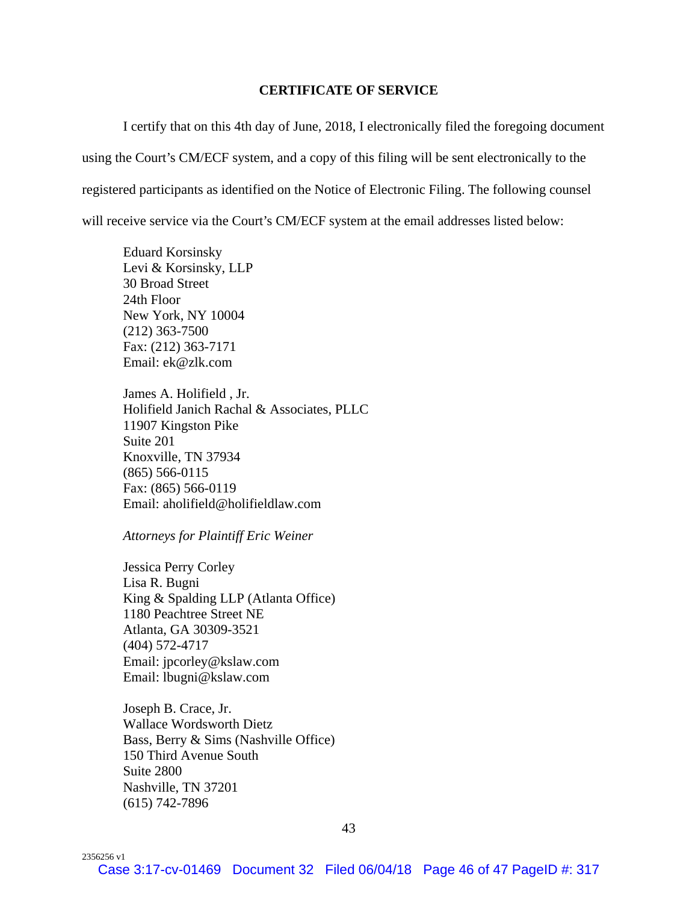**CERTIFICATE OF SERVICE**

I certify that on this 4th day of June, 2018, I electronically filed the foregoing document using the Court's CM/ECF system, and a copy of this filing will be sent electronically to the registered participants as identified on the Notice of Electronic Filing. The following counsel will receive service via the Court's CM/ECF system at the email addresses listed below:

Eduard Korsinsky
Levi & Korsinsky, LLP
30 Broad Street
24th Floor
New York, NY 10004
(212) 363-7500
Fax: (212) 363-7171
Email: ek@zlk.com

James A. Holifield , Jr.
Holifield Janich Rachal & Associates, PLLC
11907 Kingston Pike
Suite 201
Knoxville, TN 37934
(865) 566-0115
Fax: (865) 566-0119
Email: aholifield@holifieldlaw.com

*Attorneys for Plaintiff Eric Weiner*

Jessica Perry Corley
Lisa R. Bugni
King & Spalding LLP (Atlanta Office)
1180 Peachtree Street NE
Atlanta, GA 30309-3521
(404) 572-4717
Email: jpcorley@kslaw.com
Email: lbugni@kslaw.com

Joseph B. Crace, Jr.
Wallace Wordsworth Dietz
Bass, Berry & Sims (Nashville Office)
150 Third Avenue South
Suite 2800
Nashville, TN 37201
(615) 742-7896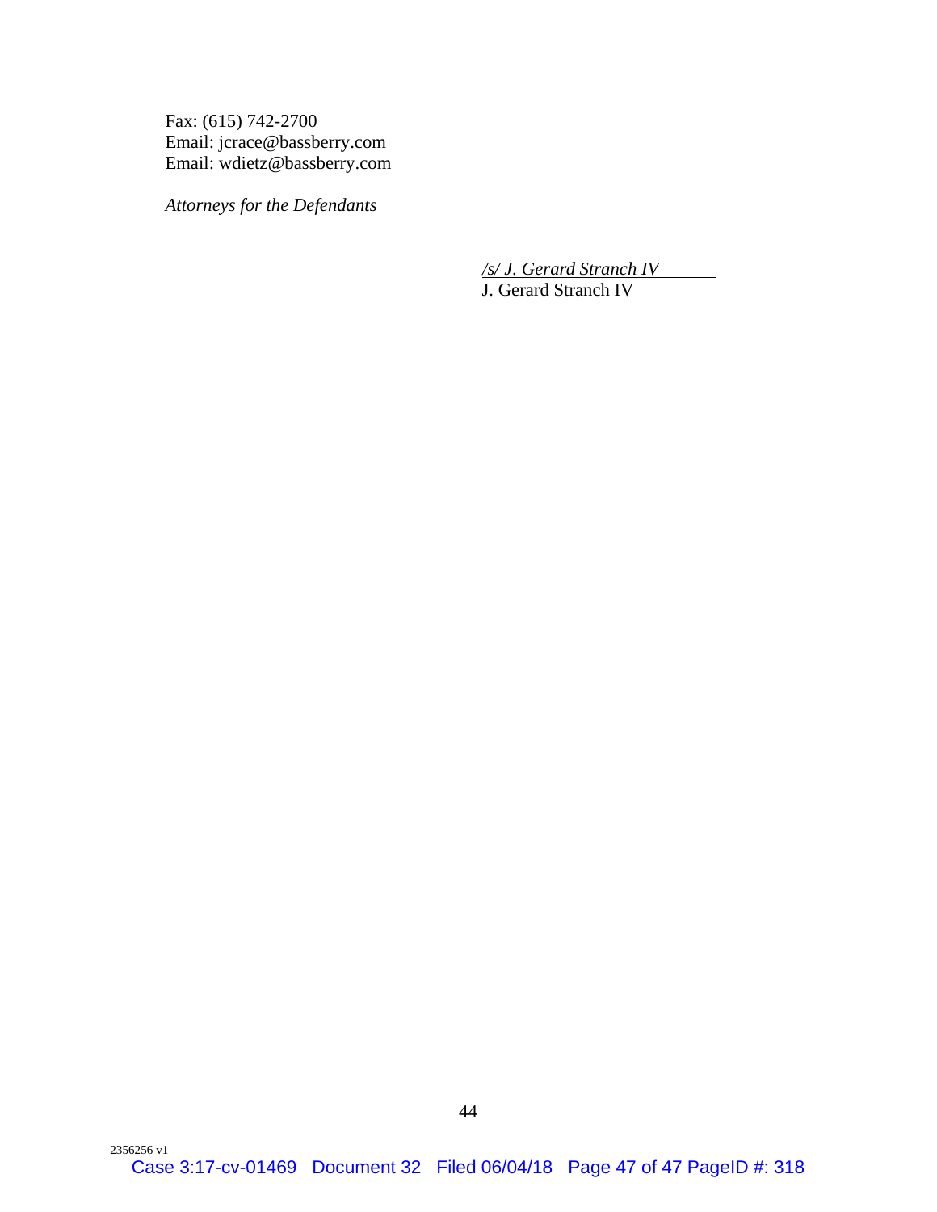Fax: (615) 742-2700
Email: jcrace@bassberry.com
Email: wdietz@bassberry.com

*Attorneys for the Defendants*

*/s/ J. Gerard Stranch IV*
J. Gerard Stranch IV

2356256 v1